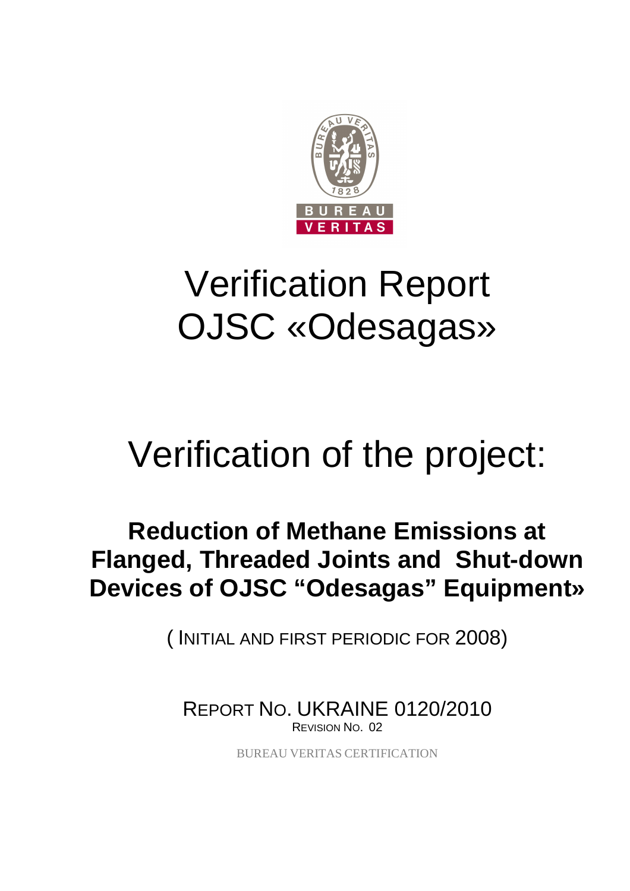# Verification Report OJSC «Odesagas»

# Verification of the project:

## Reduction of Methane Emissions at Flanged, Threaded Joints and Shut-down Devices of OJSC "Odesagas" Equipment»

( INITIAL AND FIRST PERIODIC FOR 2008)

REPORT NO. UKRAINE 0120/2010

REVISION NO. 02

BUREAU VERITAS CERTIFICATION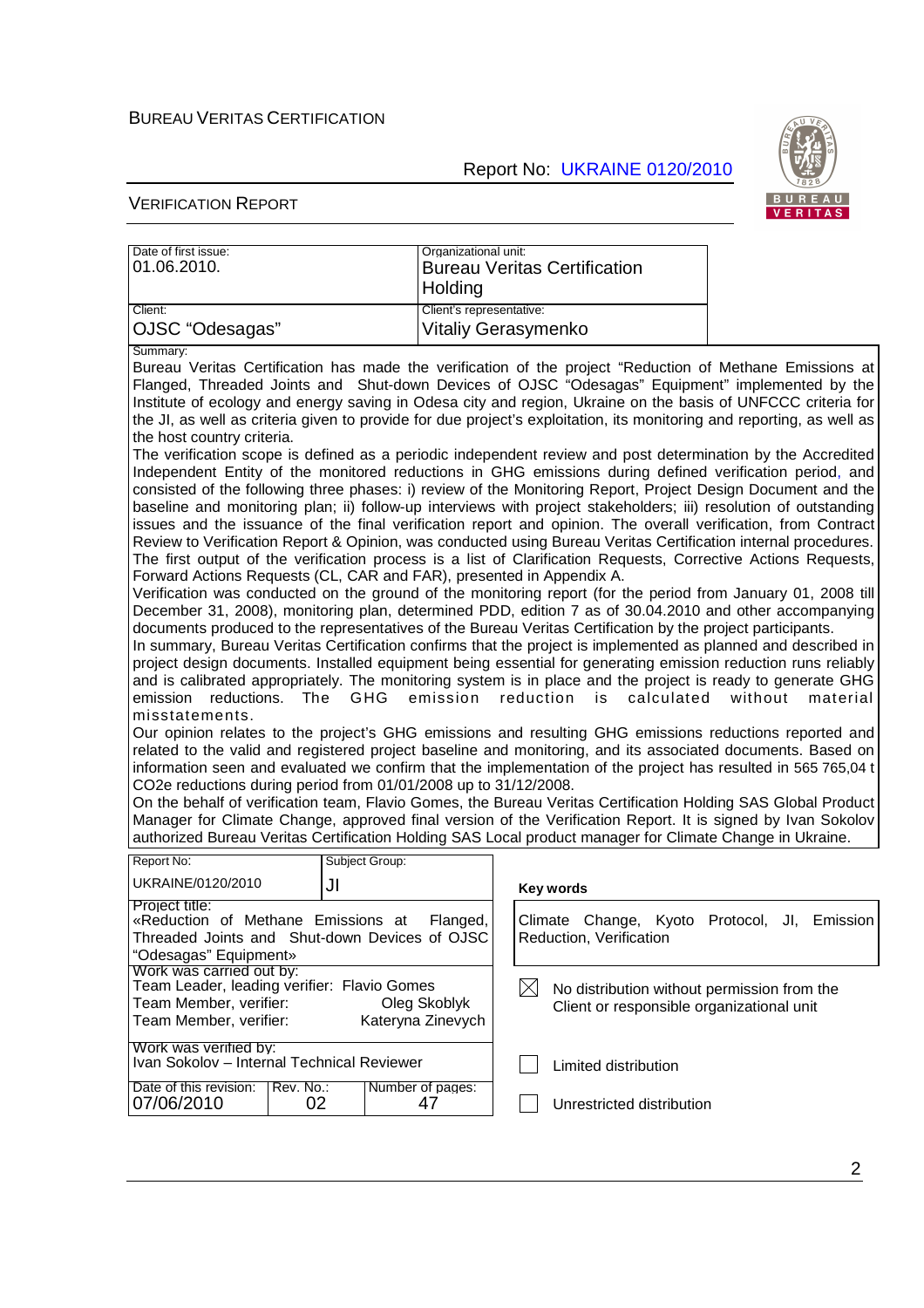BUREAU VERITAS CERTIFICATION

Report No: UKRAINE 0120/2010

VERIFICATION REPORT

| Date of first issue: 01.06.2010. | Organizational unit: Bureau Veritas Certification Holding |
|---|---|
| Client: OJSC "Odesagas" | Client's representative: Vitaliy Gerasymenko |

Summary:

Bureau Veritas Certification has made the verification of the project "Reduction of Methane Emissions at Flanged, Threaded Joints and Shut-down Devices of OJSC "Odesagas" Equipment" implemented by the Institute of ecology and energy saving in Odesa city and region, Ukraine on the basis of UNFCCC criteria for the JI, as well as criteria given to provide for due project's exploitation, its monitoring and reporting, as well as the host country criteria.

The verification scope is defined as a periodic independent review and post determination by the Accredited Independent Entity of the monitored reductions in GHG emissions during defined verification period, and consisted of the following three phases: i) review of the Monitoring Report, Project Design Document and the baseline and monitoring plan; ii) follow-up interviews with project stakeholders; iii) resolution of outstanding issues and the issuance of the final verification report and opinion. The overall verification, from Contract Review to Verification Report & Opinion, was conducted using Bureau Veritas Certification internal procedures. The first output of the verification process is a list of Clarification Requests, Corrective Actions Requests, Forward Actions Requests (CL, CAR and FAR), presented in Appendix A.

Verification was conducted on the ground of the monitoring report (for the period from January 01, 2008 till December 31, 2008), monitoring plan, determined PDD, edition 7 as of 30.04.2010 and other accompanying documents produced to the representatives of the Bureau Veritas Certification by the project participants.

In summary, Bureau Veritas Certification confirms that the project is implemented as planned and described in project design documents. Installed equipment being essential for generating emission reduction runs reliably and is calibrated appropriately. The monitoring system is in place and the project is ready to generate GHG emission reductions. The GHG emission reduction is calculated without material misstatements.

Our opinion relates to the project's GHG emissions and resulting GHG emissions reductions reported and related to the valid and registered project baseline and monitoring, and its associated documents. Based on information seen and evaluated we confirm that the implementation of the project has resulted in 565 765,04 t CO2e reductions during period from 01/01/2008 up to 31/12/2008.

On the behalf of verification team, Flavio Gomes, the Bureau Veritas Certification Holding SAS Global Product Manager for Climate Change, approved final version of the Verification Report. It is signed by Ivan Sokolov authorized Bureau Veritas Certification Holding SAS Local product manager for Climate Change in Ukraine.

| Report No: UKRAINE/0120/2010 | Subject Group: JI | Key words |
|---|---|---|
| Project title: «Reduction of Methane Emissions at Flanged, Threaded Joints and Shut-down Devices of OJSC "Odesagas" Equipment» | | Climate Change, Kyoto Protocol, JI, Emission Reduction, Verification |
| Work was carried out by: Team Leader, leading verifier: Flavio Gomes; Team Member, verifier: Oleg Skoblyk; Team Member, verifier: Kateryna Zinevych | | ☒ No distribution without permission from the Client or responsible organizational unit |
| Work was verified by: Ivan Sokolov – Internal Technical Reviewer | | ☐ Limited distribution |
| Date of this revision: 07/06/2010 | Rev. No.: 02 / Number of pages: 47 | ☐ Unrestricted distribution |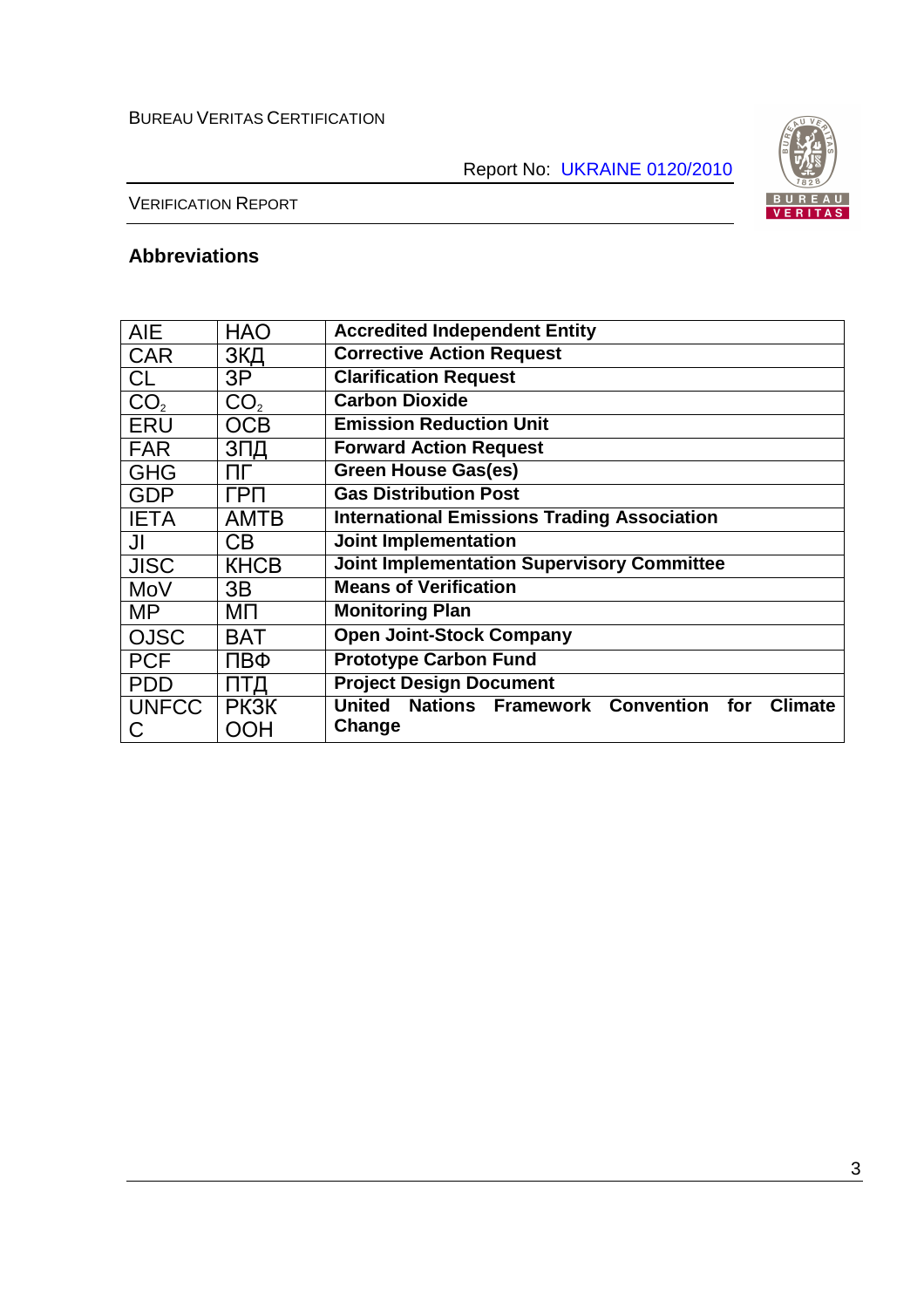## Abbreviations

| AIE | НАО | **Accredited Independent Entity** |
|---|---|---|
| CAR | ЗКД | **Corrective Action Request** |
| CL | ЗР | **Clarification Request** |
| $CO_2$ | $CO_2$ | **Carbon Dioxide** |
| ERU | ОСВ | **Emission Reduction Unit** |
| FAR | ЗПД | **Forward Action Request** |
| GHG | ПГ | **Green House Gas(es)** |
| GDP | ГРП | **Gas Distribution Post** |
| IETA | АМТВ | **International Emissions Trading Association** |
| JI | СВ | **Joint Implementation** |
| JISC | КНСВ | **Joint Implementation Supervisory Committee** |
| MoV | ЗВ | **Means of Verification** |
| MP | МП | **Monitoring Plan** |
| OJSC | ВАТ | **Open Joint-Stock Company** |
| PCF | ПВФ | **Prototype Carbon Fund** |
| PDD | ПТД | **Project Design Document** |
| UNFCCC | РКЗК ООН | **United Nations Framework Convention for Climate Change** |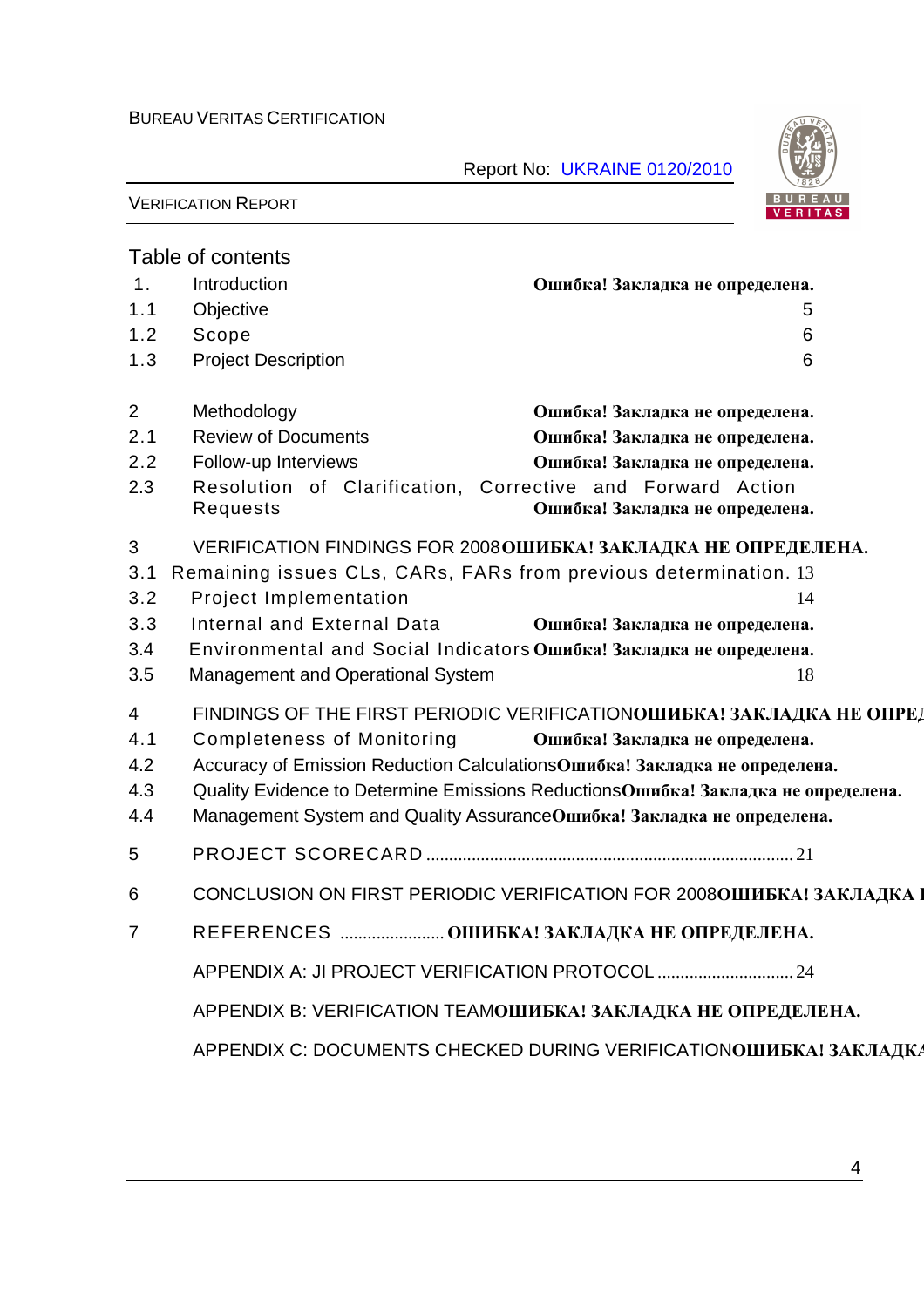## Table of contents

| | | |
|---|---|---|
| 1. | Introduction | **Ошибка! Закладка не определена.** |
| 1.1 | Objective | 5 |
| 1.2 | Scope | 6 |
| 1.3 | Project Description | 6 |
| 2 | Methodology | **Ошибка! Закладка не определена.** |
| 2.1 | Review of Documents | **Ошибка! Закладка не определена.** |
| 2.2 | Follow-up Interviews | **Ошибка! Закладка не определена.** |
| 2.3 | Resolution of Clarification, Corrective and Forward Action Requests | **Ошибка! Закладка не определена.** |
| 3 | VERIFICATION FINDINGS FOR 2008 | **ОШИБКА! ЗАКЛАДКА НЕ ОПРЕДЕЛЕНА.** |
| 3.1 | Remaining issues CLs, CARs, FARs from previous determination. | 13 |
| 3.2 | Project Implementation | 14 |
| 3.3 | Internal and External Data | **Ошибка! Закладка не определена.** |
| 3.4 | Environmental and Social Indicators | **Ошибка! Закладка не определена.** |
| 3.5 | Management and Operational System | 18 |
| 4 | FINDINGS OF THE FIRST PERIODIC VERIFICATION | **ОШИБКА! ЗАКЛАДКА НЕ ОПРЕД** |
| 4.1 | Completeness of Monitoring | **Ошибка! Закладка не определена.** |
| 4.2 | Accuracy of Emission Reduction Calculations | **Ошибка! Закладка не определена.** |
| 4.3 | Quality Evidence to Determine Emissions Reductions | **Ошибка! Закладка не определена.** |
| 4.4 | Management System and Quality Assurance | **Ошибка! Закладка не определена.** |
| 5 | PROJECT SCORECARD | 21 |
| 6 | CONCLUSION ON FIRST PERIODIC VERIFICATION FOR 2008 | **ОШИБКА! ЗАКЛАДКА** |
| 7 | REFERENCES | **ОШИБКА! ЗАКЛАДКА НЕ ОПРЕДЕЛЕНА.** |
| | APPENDIX A: JI PROJECT VERIFICATION PROTOCOL | 24 |
| | APPENDIX B: VERIFICATION TEAM | **ОШИБКА! ЗАКЛАДКА НЕ ОПРЕДЕЛЕНА.** |
| | APPENDIX C: DOCUMENTS CHECKED DURING VERIFICATION | **ОШИБКА! ЗАКЛАДКА** |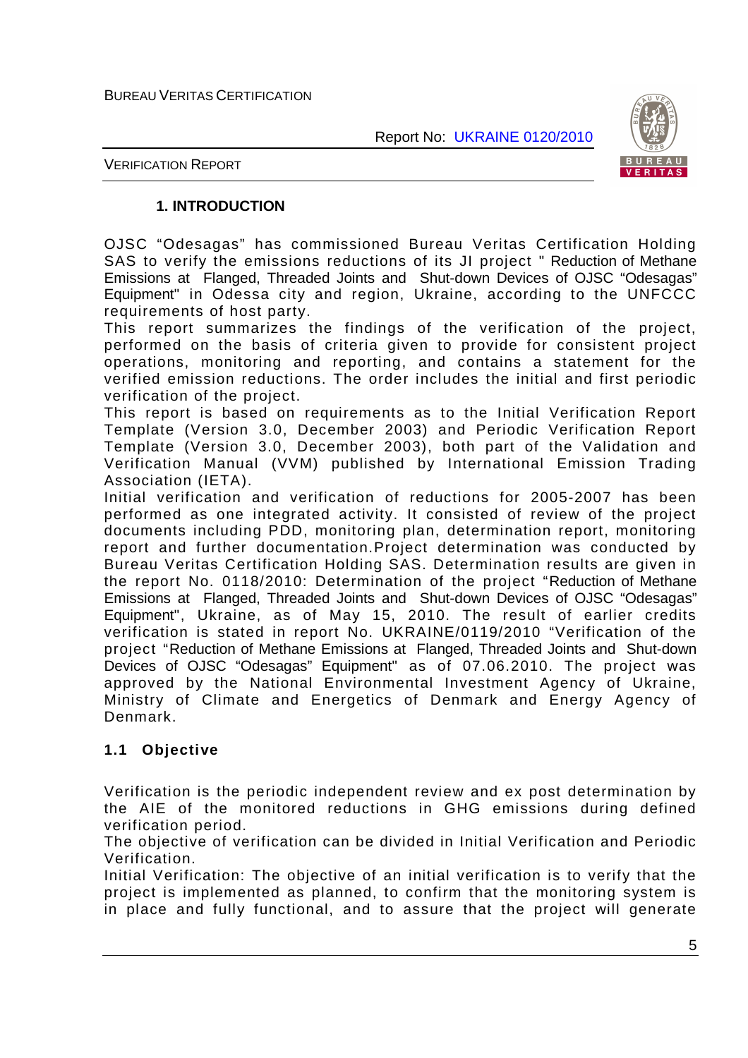## 1. INTRODUCTION

OJSC "Odesagas" has commissioned Bureau Veritas Certification Holding SAS to verify the emissions reductions of its JI project " Reduction of Methane Emissions at Flanged, Threaded Joints and Shut-down Devices of OJSC "Odesagas" Equipment" in Odessa city and region, Ukraine, according to the UNFCCC requirements of host party.

This report summarizes the findings of the verification of the project, performed on the basis of criteria given to provide for consistent project operations, monitoring and reporting, and contains a statement for the verified emission reductions. The order includes the initial and first periodic verification of the project.

This report is based on requirements as to the Initial Verification Report Template (Version 3.0, December 2003) and Periodic Verification Report Template (Version 3.0, December 2003), both part of the Validation and Verification Manual (VVM) published by International Emission Trading Association (IETA).

Initial verification and verification of reductions for 2005-2007 has been performed as one integrated activity. It consisted of review of the project documents including PDD, monitoring plan, determination report, monitoring report and further documentation.Project determination was conducted by Bureau Veritas Certification Holding SAS. Determination results are given in the report No. 0118/2010: Determination of the project "Reduction of Methane Emissions at Flanged, Threaded Joints and Shut-down Devices of OJSC "Odesagas" Equipment", Ukraine, as of May 15, 2010. The result of earlier credits verification is stated in report No. UKRAINE/0119/2010 "Verification of the project "Reduction of Methane Emissions at Flanged, Threaded Joints and Shut-down Devices of OJSC "Odesagas" Equipment" as of 07.06.2010. The project was approved by the National Environmental Investment Agency of Ukraine, Ministry of Climate and Energetics of Denmark and Energy Agency of Denmark.

### 1.1 Objective

Verification is the periodic independent review and ex post determination by the AIE of the monitored reductions in GHG emissions during defined verification period.

The objective of verification can be divided in Initial Verification and Periodic Verification.

Initial Verification: The objective of an initial verification is to verify that the project is implemented as planned, to confirm that the monitoring system is in place and fully functional, and to assure that the project will generate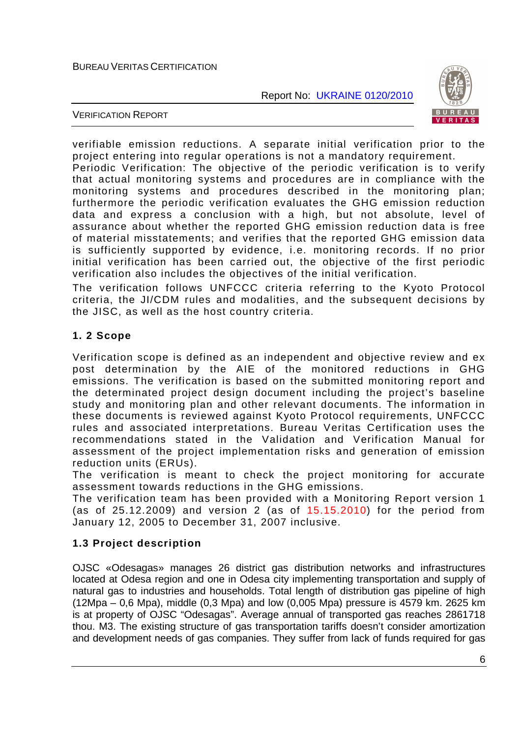verifiable emission reductions. A separate initial verification prior to the project entering into regular operations is not a mandatory requirement.
Periodic Verification: The objective of the periodic verification is to verify that actual monitoring systems and procedures are in compliance with the monitoring systems and procedures described in the monitoring plan; furthermore the periodic verification evaluates the GHG emission reduction data and express a conclusion with a high, but not absolute, level of assurance about whether the reported GHG emission reduction data is free of material misstatements; and verifies that the reported GHG emission data is sufficiently supported by evidence, i.e. monitoring records. If no prior initial verification has been carried out, the objective of the first periodic verification also includes the objectives of the initial verification.

The verification follows UNFCCC criteria referring to the Kyoto Protocol criteria, the JI/CDM rules and modalities, and the subsequent decisions by the JISC, as well as the host country criteria.

### 1. 2 Scope

Verification scope is defined as an independent and objective review and ex post determination by the AIE of the monitored reductions in GHG emissions. The verification is based on the submitted monitoring report and the determinated project design document including the project's baseline study and monitoring plan and other relevant documents. The information in these documents is reviewed against Kyoto Protocol requirements, UNFCCC rules and associated interpretations. Bureau Veritas Certification uses the recommendations stated in the Validation and Verification Manual for assessment of the project implementation risks and generation of emission reduction units (ERUs).
The verification is meant to check the project monitoring for accurate assessment towards reductions in the GHG emissions.
The verification team has been provided with a Monitoring Report version 1 (as of 25.12.2009) and version 2 (as of 15.15.2010) for the period from January 12, 2005 to December 31, 2007 inclusive.

### 1.3 Project description

OJSC «Odesagas» manages 26 district gas distribution networks and infrastructures located at Odesa region and one in Odesa city implementing transportation and supply of natural gas to industries and households. Total length of distribution gas pipeline of high (12Mpa – 0,6 Mpa), middle (0,3 Mpa) and low (0,005 Mpa) pressure is 4579 km. 2625 km is at property of OJSC "Odesagas". Average annual of transported gas reaches 2861718 thou. M3. The existing structure of gas transportation tariffs doesn't consider amortization and development needs of gas companies. They suffer from lack of funds required for gas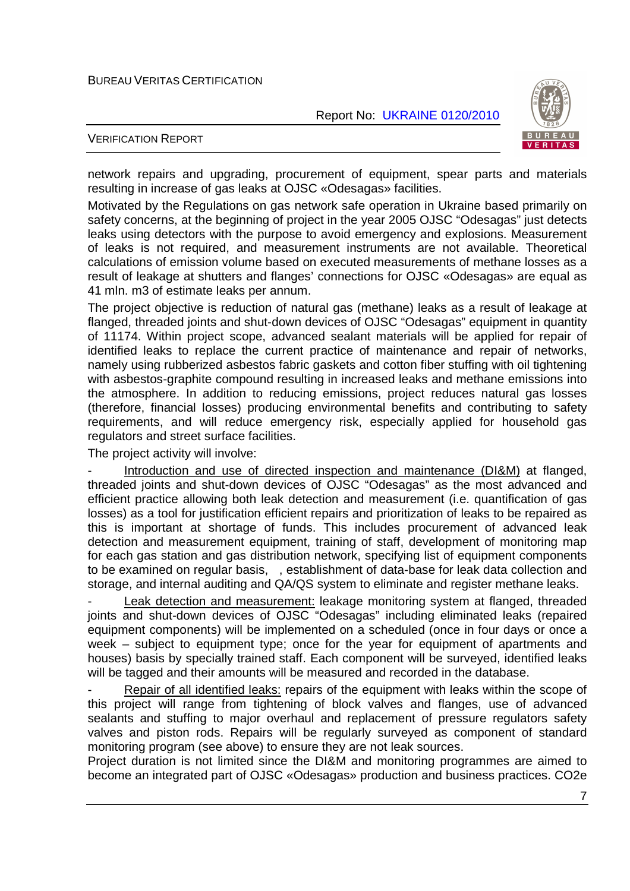network repairs and upgrading, procurement of equipment, spear parts and materials resulting in increase of gas leaks at OJSC «Odesagas» facilities.

Motivated by the Regulations on gas network safe operation in Ukraine based primarily on safety concerns, at the beginning of project in the year 2005 OJSC "Odesagas" just detects leaks using detectors with the purpose to avoid emergency and explosions. Measurement of leaks is not required, and measurement instruments are not available. Theoretical calculations of emission volume based on executed measurements of methane losses as a result of leakage at shutters and flanges' connections for OJSC «Odesagas» are equal as 41 mln. m3 of estimate leaks per annum.

The project objective is reduction of natural gas (methane) leaks as a result of leakage at flanged, threaded joints and shut-down devices of OJSC "Odesagas" equipment in quantity of 11174. Within project scope, advanced sealant materials will be applied for repair of identified leaks to replace the current practice of maintenance and repair of networks, namely using rubberized asbestos fabric gaskets and cotton fiber stuffing with oil tightening with asbestos-graphite compound resulting in increased leaks and methane emissions into the atmosphere. In addition to reducing emissions, project reduces natural gas losses (therefore, financial losses) producing environmental benefits and contributing to safety requirements, and will reduce emergency risk, especially applied for household gas regulators and street surface facilities.

The project activity will involve:

- Introduction and use of directed inspection and maintenance (DI&M) at flanged, threaded joints and shut-down devices of OJSC "Odesagas" as the most advanced and efficient practice allowing both leak detection and measurement (i.e. quantification of gas losses) as a tool for justification efficient repairs and prioritization of leaks to be repaired as this is important at shortage of funds. This includes procurement of advanced leak detection and measurement equipment, training of staff, development of monitoring map for each gas station and gas distribution network, specifying list of equipment components to be examined on regular basis, , establishment of data-base for leak data collection and storage, and internal auditing and QA/QS system to eliminate and register methane leaks.
- Leak detection and measurement: leakage monitoring system at flanged, threaded joints and shut-down devices of OJSC "Odesagas" including eliminated leaks (repaired equipment components) will be implemented on a scheduled (once in four days or once a week – subject to equipment type; once for the year for equipment of apartments and houses) basis by specially trained staff. Each component will be surveyed, identified leaks will be tagged and their amounts will be measured and recorded in the database.
- Repair of all identified leaks: repairs of the equipment with leaks within the scope of this project will range from tightening of block valves and flanges, use of advanced sealants and stuffing to major overhaul and replacement of pressure regulators safety valves and piston rods. Repairs will be regularly surveyed as component of standard monitoring program (see above) to ensure they are not leak sources.

Project duration is not limited since the DI&M and monitoring programmes are aimed to become an integrated part of OJSC «Odesagas» production and business practices. CO2e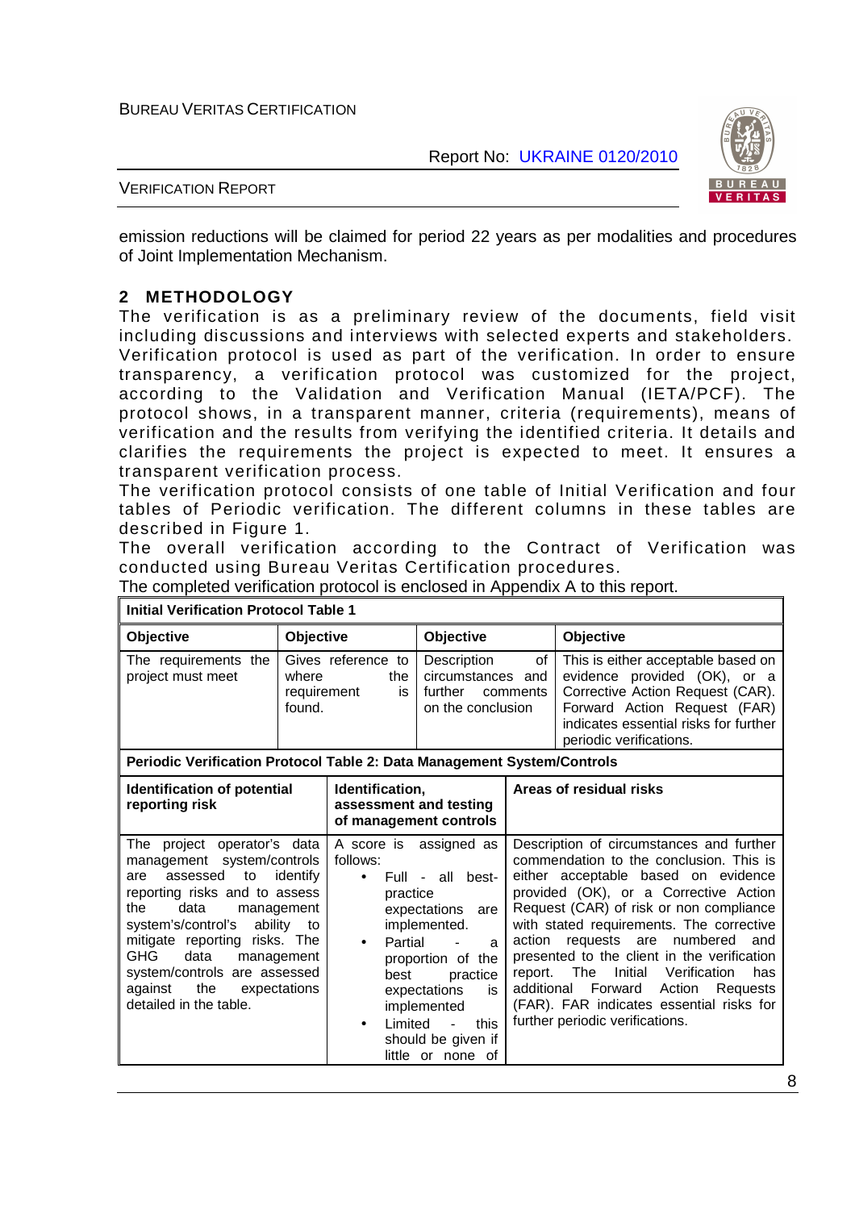emission reductions will be claimed for period 22 years as per modalities and procedures of Joint Implementation Mechanism.

## 2 METHODOLOGY

The verification is as a preliminary review of the documents, field visit including discussions and interviews with selected experts and stakeholders. Verification protocol is used as part of the verification. In order to ensure transparency, a verification protocol was customized for the project, according to the Validation and Verification Manual (IETA/PCF). The protocol shows, in a transparent manner, criteria (requirements), means of verification and the results from verifying the identified criteria. It details and clarifies the requirements the project is expected to meet. It ensures a transparent verification process.

The verification protocol consists of one table of Initial Verification and four tables of Periodic verification. The different columns in these tables are described in Figure 1.

The overall verification according to the Contract of Verification was conducted using Bureau Veritas Certification procedures.

The completed verification protocol is enclosed in Appendix A to this report.

| **Initial Verification Protocol Table 1** | | | |
|---|---|---|---|
| **Objective** | **Objective** | **Objective** | **Objective** |
| The requirements the project must meet | Gives reference to where the requirement is found. | Description of circumstances and further comments on the conclusion | This is either acceptable based on evidence provided (OK), or a Corrective Action Request (CAR). Forward Action Request (FAR) indicates essential risks for further periodic verifications. |

| **Periodic Verification Protocol Table 2: Data Management System/Controls** | | |
|---|---|---|
| **Identification of potential reporting risk** | **Identification, assessment and testing of management controls** | **Areas of residual risks** |
| The project operator's data management system/controls are assessed to identify reporting risks and to assess the data management system's/control's ability to mitigate reporting risks. The GHG data management system/controls are assessed against the expectations detailed in the table. | A score is assigned as follows:<br>• Full - all best-practice expectations are implemented.<br>• Partial - a proportion of the best practice expectations is implemented<br>• Limited - this should be given if little or none of | Description of circumstances and further commendation to the conclusion. This is either acceptable based on evidence provided (OK), or a Corrective Action Request (CAR) of risk or non compliance with stated requirements. The corrective action requests are numbered and presented to the client in the verification report. The Initial Verification has additional Forward Action Requests (FAR). FAR indicates essential risks for further periodic verifications. |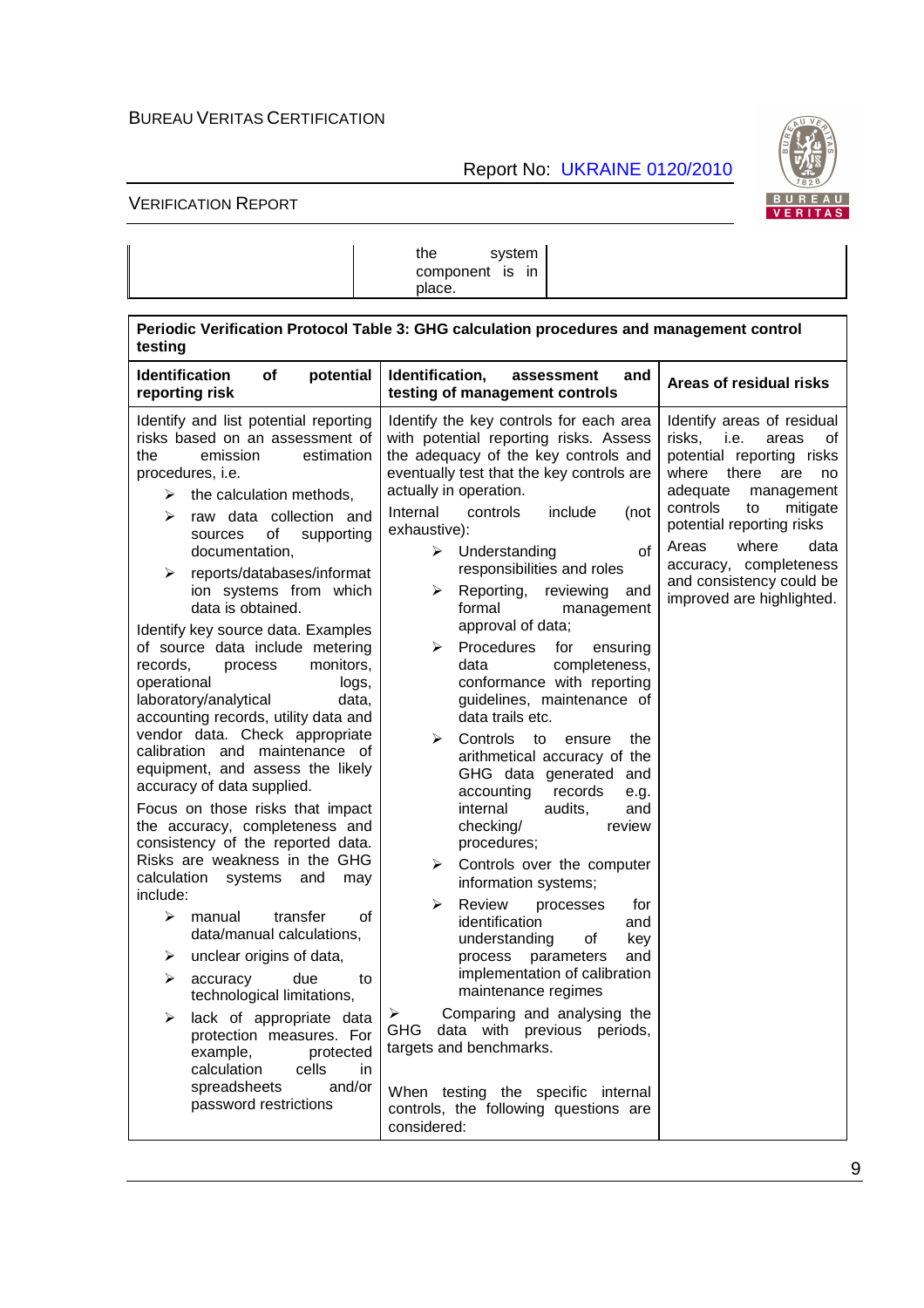| | the system component is in place. | |
|---|---|---|

| **Periodic Verification Protocol Table 3: GHG calculation procedures and management control testing** | | |
|---|---|---|
| **Identification of potential reporting risk** | **Identification, assessment and testing of management controls** | **Areas of residual risks** |
| Identify and list potential reporting risks based on an assessment of the emission estimation procedures, i.e.<br>➢ the calculation methods,<br>➢ raw data collection and sources of supporting documentation,<br>➢ reports/databases/information systems from which data is obtained.<br><br>Identify key source data. Examples of source data include metering records, process monitors, operational logs, laboratory/analytical data, accounting records, utility data and vendor data. Check appropriate calibration and maintenance of equipment, and assess the likely accuracy of data supplied.<br><br>Focus on those risks that impact the accuracy, completeness and consistency of the reported data. Risks are weakness in the GHG calculation systems and may include:<br>➢ manual transfer of data/manual calculations,<br>➢ unclear origins of data,<br>➢ accuracy due to technological limitations,<br>➢ lack of appropriate data protection measures. For example, protected calculation cells in spreadsheets and/or password restrictions | Identify the key controls for each area with potential reporting risks. Assess the adequacy of the key controls and eventually test that the key controls are actually in operation.<br><br>Internal controls include (not exhaustive):<br>➢ Understanding of responsibilities and roles<br>➢ Reporting, reviewing and formal management approval of data;<br>➢ Procedures for ensuring data completeness, conformance with reporting guidelines, maintenance of data trails etc.<br>➢ Controls to ensure the arithmetical accuracy of the GHG data generated and accounting records e.g. internal audits, and checking/ review procedures;<br>➢ Controls over the computer information systems;<br>➢ Review processes for identification and understanding of key process parameters and implementation of calibration maintenance regimes<br>➢ Comparing and analysing the GHG data with previous periods, targets and benchmarks.<br><br>When testing the specific internal controls, the following questions are considered: | Identify areas of residual risks, i.e. areas of potential reporting risks where there are no adequate management controls to mitigate potential reporting risks<br><br>Areas where data accuracy, completeness and consistency could be improved are highlighted. |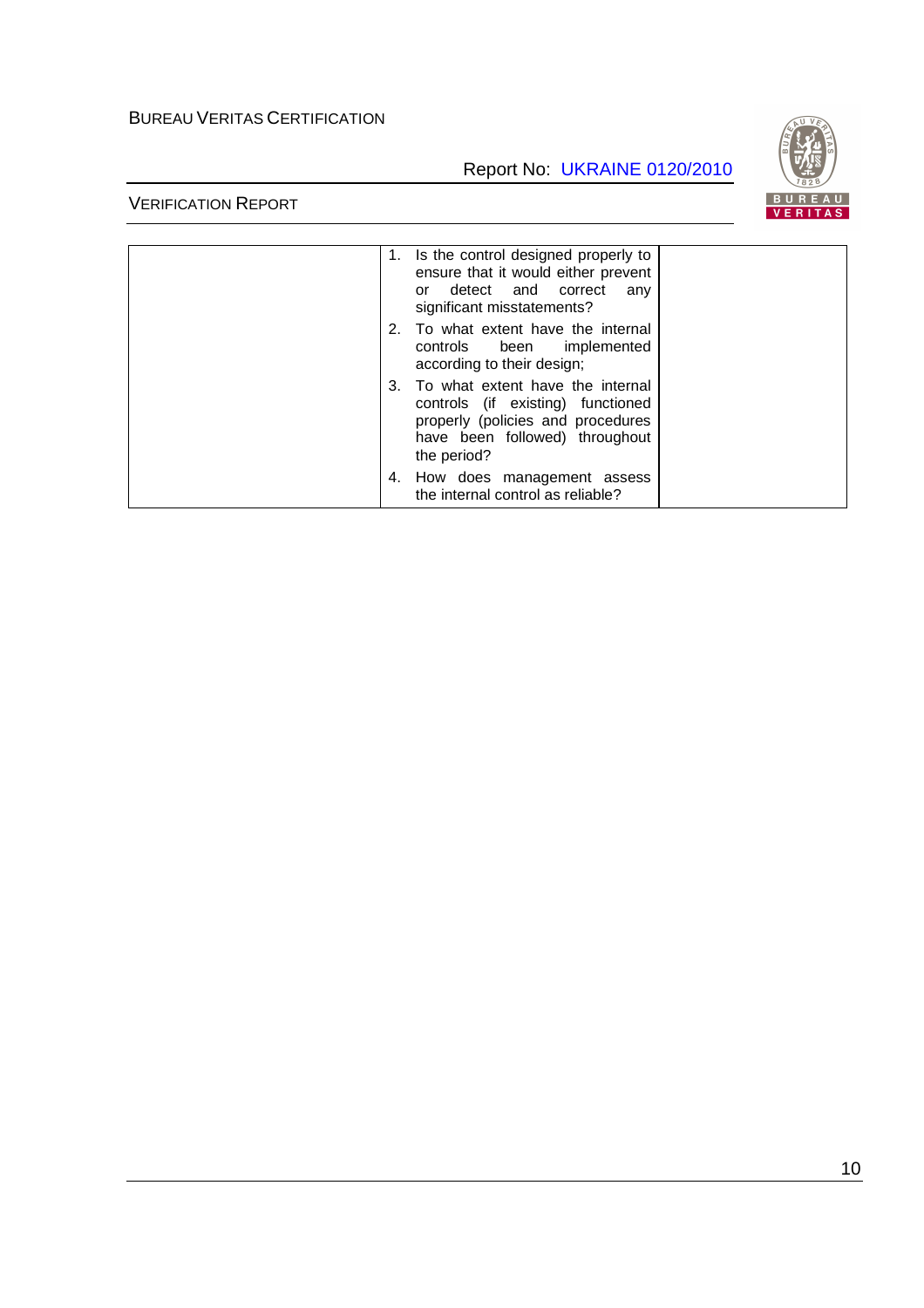|  |  |  |
|---|---|---|
|  | 1. Is the control designed properly to ensure that it would either prevent or detect and correct any significant misstatements?<br>2. To what extent have the internal controls been implemented according to their design;<br>3. To what extent have the internal controls (if existing) functioned properly (policies and procedures have been followed) throughout the period?<br>4. How does management assess the internal control as reliable? |  |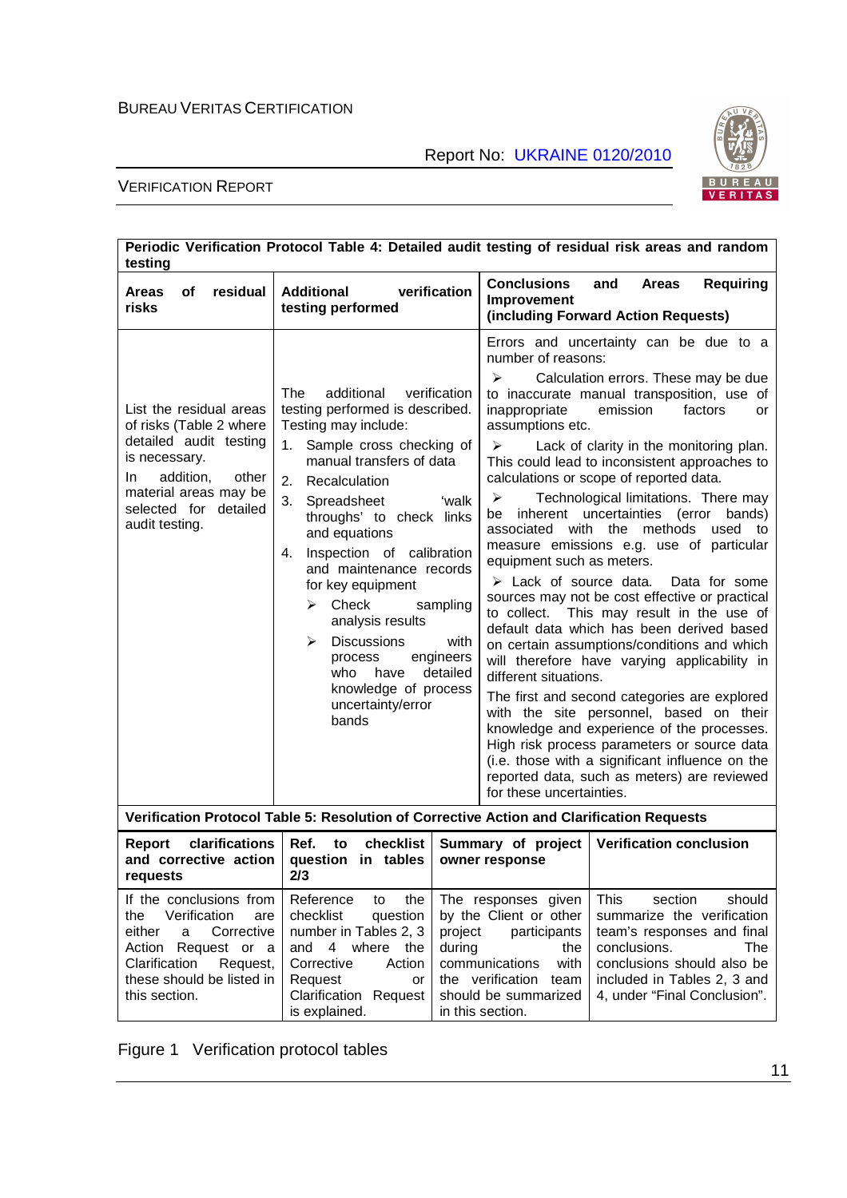| Periodic Verification Protocol Table 4: Detailed audit testing of residual risk areas and random testing | | |
|---|---|---|
| **Areas of residual risks** | **Additional verification testing performed** | **Conclusions and Areas Requiring Improvement (including Forward Action Requests)** |
| List the residual areas of risks (Table 2 where detailed audit testing is necessary.<br><br>In addition, other material areas may be selected for detailed audit testing. | The additional verification testing performed is described. Testing may include:<br>1. Sample cross checking of manual transfers of data<br>2. Recalculation<br>3. Spreadsheet 'walk throughs' to check links and equations<br>4. Inspection of calibration and maintenance records for key equipment<br>➢ Check sampling analysis results<br>➢ Discussions with process engineers who have detailed knowledge of process uncertainty/error bands | Errors and uncertainty can be due to a number of reasons:<br>➢ Calculation errors. These may be due to inaccurate manual transposition, use of inappropriate emission factors or assumptions etc.<br>➢ Lack of clarity in the monitoring plan. This could lead to inconsistent approaches to calculations or scope of reported data.<br>➢ Technological limitations. There may be inherent uncertainties (error bands) associated with the methods used to measure emissions e.g. use of particular equipment such as meters.<br>➢ Lack of source data. Data for some sources may not be cost effective or practical to collect. This may result in the use of default data which has been derived based on certain assumptions/conditions and which will therefore have varying applicability in different situations.<br>The first and second categories are explored with the site personnel, based on their knowledge and experience of the processes. High risk process parameters or source data (i.e. those with a significant influence on the reported data, such as meters) are reviewed for these uncertainties. |

| Verification Protocol Table 5: Resolution of Corrective Action and Clarification Requests | | | |
|---|---|---|---|
| **Report clarifications and corrective action requests** | **Ref. to checklist question in tables 2/3** | **Summary of project owner response** | **Verification conclusion** |
| If the conclusions from the Verification are either a Corrective Action Request or a Clarification Request, these should be listed in this section. | Reference to the checklist question number in Tables 2, 3 and 4 where the Corrective Action Request or Clarification Request is explained. | The responses given by the Client or other project participants during the communications with the verification team should be summarized in this section. | This section should summarize the verification team's responses and final conclusions. The conclusions should also be included in Tables 2, 3 and 4, under "Final Conclusion". |

Figure 1 Verification protocol tables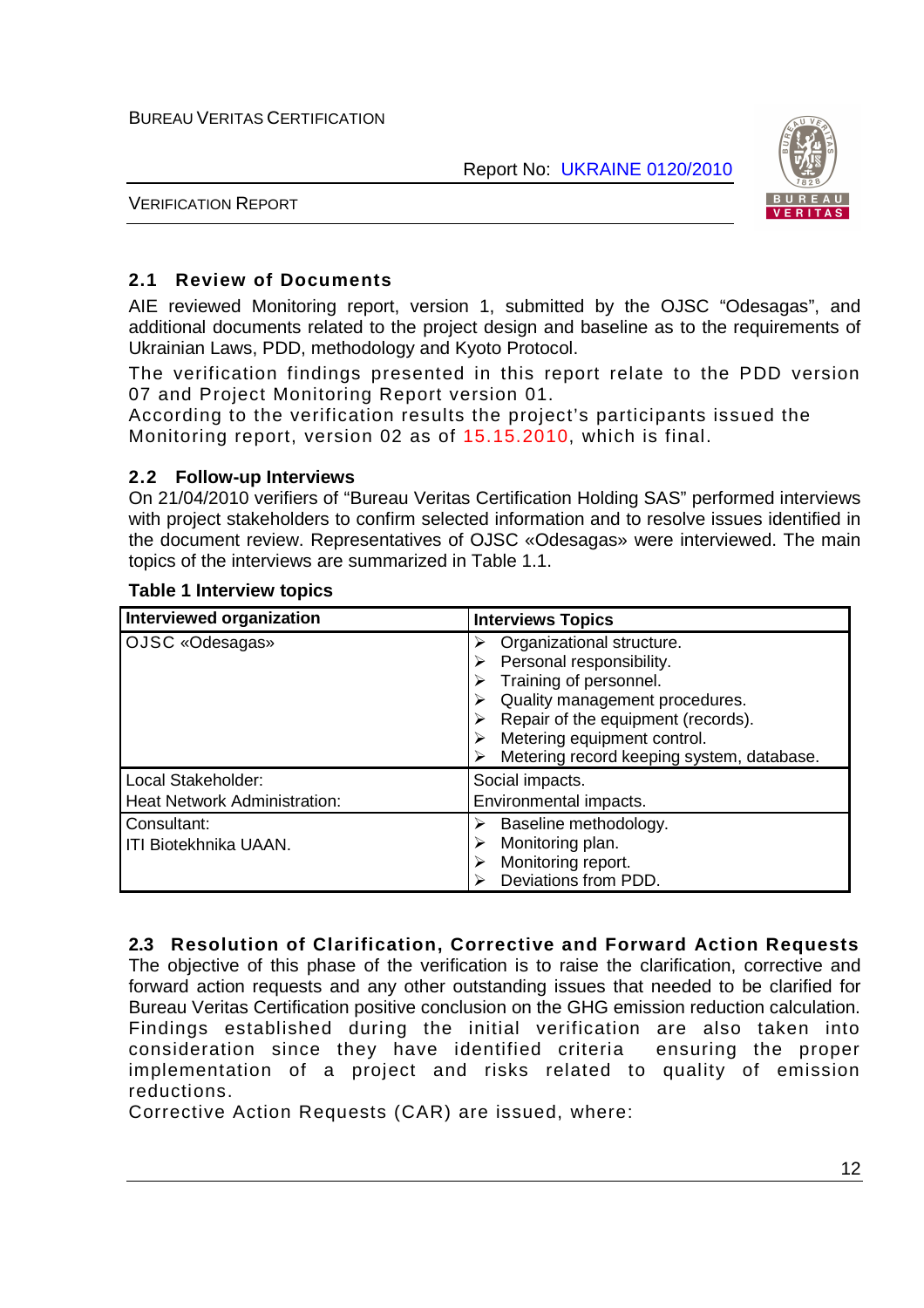## 2.1 Review of Documents

AIE reviewed Monitoring report, version 1, submitted by the OJSC "Odesagas", and additional documents related to the project design and baseline as to the requirements of Ukrainian Laws, PDD, methodology and Kyoto Protocol.

The verification findings presented in this report relate to the PDD version 07 and Project Monitoring Report version 01.

According to the verification results the project's participants issued the Monitoring report, version 02 as of 15.15.2010, which is final.

## 2.2 Follow-up Interviews

On 21/04/2010 verifiers of "Bureau Veritas Certification Holding SAS" performed interviews with project stakeholders to confirm selected information and to resolve issues identified in the document review. Representatives of OJSC «Odesagas» were interviewed. The main topics of the interviews are summarized in Table 1.1.

**Table 1 Interview topics**

| Interviewed organization | Interviews Topics |
|---|---|
| OJSC «Odesagas» | ➢ Organizational structure.<br>➢ Personal responsibility.<br>➢ Training of personnel.<br>➢ Quality management procedures.<br>➢ Repair of the equipment (records).<br>➢ Metering equipment control.<br>➢ Metering record keeping system, database. |
| Local Stakeholder:<br>Heat Network Administration: | Social impacts.<br>Environmental impacts. |
| Consultant:<br>ITI Biotekhnika UAAN. | ➢ Baseline methodology.<br>➢ Monitoring plan.<br>➢ Monitoring report.<br>➢ Deviations from PDD. |

## 2.3 Resolution of Clarification, Corrective and Forward Action Requests

The objective of this phase of the verification is to raise the clarification, corrective and forward action requests and any other outstanding issues that needed to be clarified for Bureau Veritas Certification positive conclusion on the GHG emission reduction calculation. Findings established during the initial verification are also taken into consideration since they have identified criteria ensuring the proper implementation of a project and risks related to quality of emission reductions.

Corrective Action Requests (CAR) are issued, where: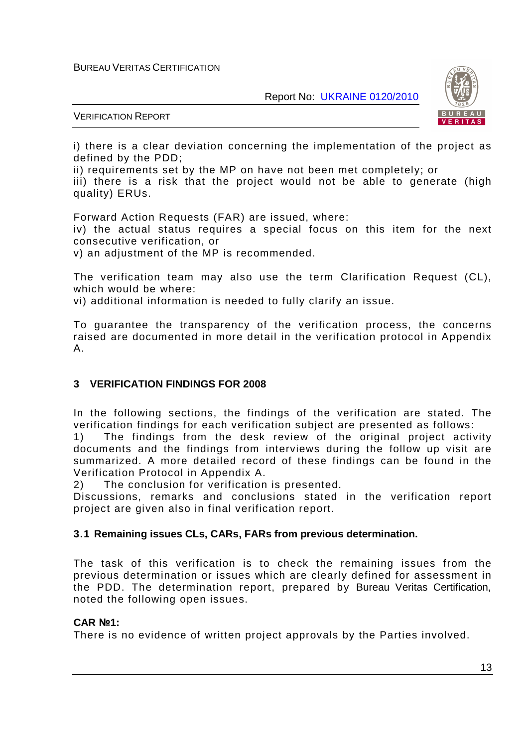i) there is a clear deviation concerning the implementation of the project as defined by the PDD;
ii) requirements set by the MP on have not been met completely; or
iii) there is a risk that the project would not be able to generate (high quality) ERUs.

Forward Action Requests (FAR) are issued, where:
iv) the actual status requires a special focus on this item for the next consecutive verification, or
v) an adjustment of the MP is recommended.

The verification team may also use the term Clarification Request (CL), which would be where:
vi) additional information is needed to fully clarify an issue.

To guarantee the transparency of the verification process, the concerns raised are documented in more detail in the verification protocol in Appendix A.

## 3 VERIFICATION FINDINGS FOR 2008

In the following sections, the findings of the verification are stated. The verification findings for each verification subject are presented as follows:
1) The findings from the desk review of the original project activity documents and the findings from interviews during the follow up visit are summarized. A more detailed record of these findings can be found in the Verification Protocol in Appendix A.
2) The conclusion for verification is presented.
Discussions, remarks and conclusions stated in the verification report project are given also in final verification report.

### 3.1 Remaining issues CLs, CARs, FARs from previous determination.

The task of this verification is to check the remaining issues from the previous determination or issues which are clearly defined for assessment in the PDD. The determination report, prepared by Bureau Veritas Certification, noted the following open issues.

**CAR №1:**
There is no evidence of written project approvals by the Parties involved.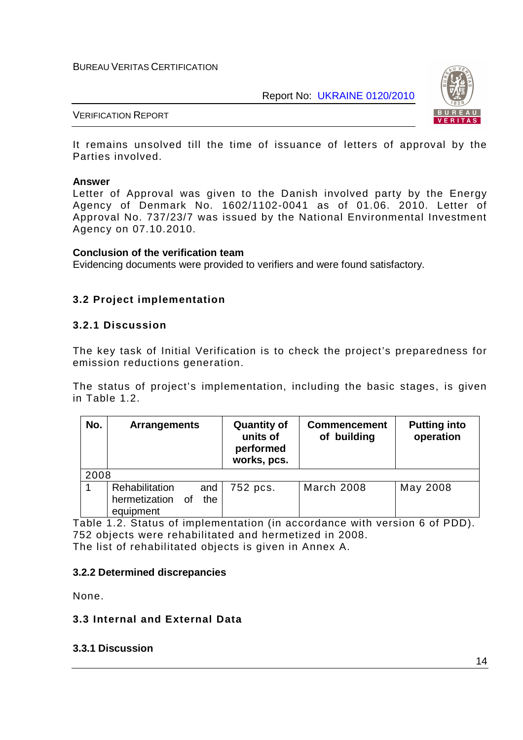It remains unsolved till the time of issuance of letters of approval by the Parties involved.

**Answer**

Letter of Approval was given to the Danish involved party by the Energy Agency of Denmark No. 1602/1102-0041 as of 01.06. 2010. Letter of Approval No. 737/23/7 was issued by the National Environmental Investment Agency on 07.10.2010.

**Conclusion of the verification team**

Evidencing documents were provided to verifiers and were found satisfactory.

### 3.2 Project implementation

#### 3.2.1 Discussion

The key task of Initial Verification is to check the project's preparedness for emission reductions generation.

The status of project's implementation, including the basic stages, is given in Table 1.2.

| No. | Arrangements | Quantity of units of performed works, pcs. | Commencement of building | Putting into operation |
|---|---|---|---|---|
| 2008 | | | | |
| 1 | Rehabilitation and hermetization of the equipment | 752 pcs. | March 2008 | May 2008 |

Table 1.2. Status of implementation (in accordance with version 6 of PDD).
752 objects were rehabilitated and hermetized in 2008.
The list of rehabilitated objects is given in Annex A.

#### 3.2.2 Determined discrepancies

None.

### 3.3 Internal and External Data

#### 3.3.1 Discussion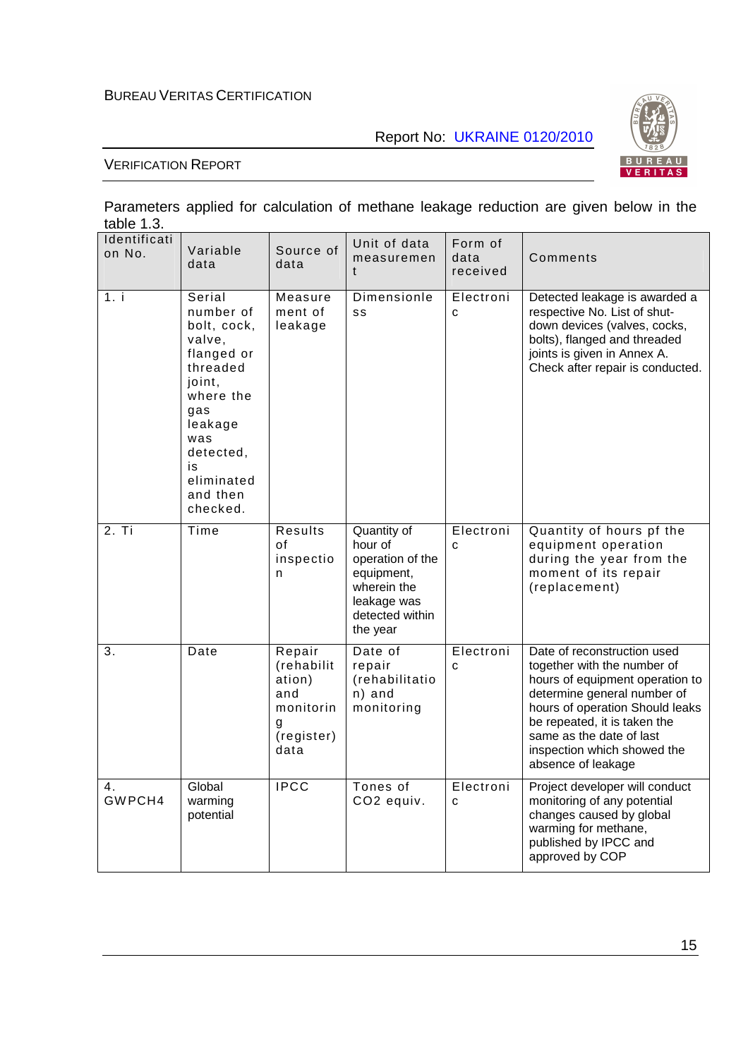Parameters applied for calculation of methane leakage reduction are given below in the table 1.3.

| Identification No. | Variable | Source of data | Unit of data measurement | Form of data received | Comments |
|---|---|---|---|---|---|
| 1. i | Serial number of bolt, cock, valve, flanged or threaded joint, where the gas leakage was detected, is eliminated and then checked. | Measurement of leakage | Dimensionless | Electronic | Detected leakage is awarded a respective No. List of shut-down devices (valves, cocks, bolts), flanged and threaded joints is given in Annex A. Check after repair is conducted. |
| 2. Ti | Time | Results of inspection | Quantity of hour of operation of the equipment, wherein the leakage was detected within the year | Electronic | Quantity of hours pf the equipment operation during the year from the moment of its repair (replacement) |
| 3. | Date | Repair (rehabilitation) and monitoring (register) data | Date of repair (rehabilitation) and monitoring | Electronic | Date of reconstruction used together with the number of hours of equipment operation to determine general number of hours of operation Should leaks be repeated, it is taken the same as the date of last inspection which showed the absence of leakage |
| 4. GWPCH4 | Global warming potential | IPCC | Tones of CO2 equiv. | Electronic | Project developer will conduct monitoring of any potential changes caused by global warming for methane, published by IPCC and approved by COP |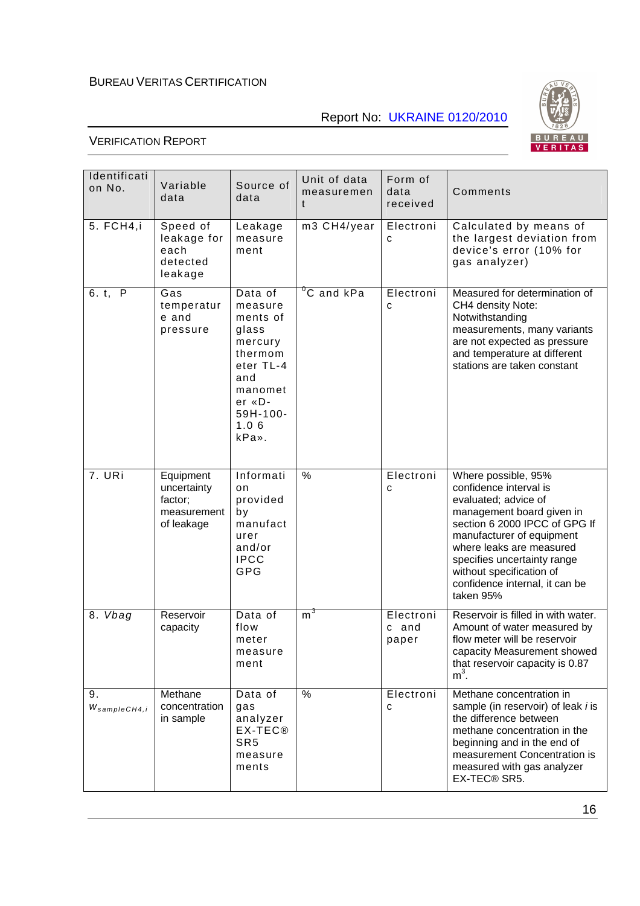| Identification No. | Variable data | Source of data | Unit of data measurement | Form of data received | Comments |
|---|---|---|---|---|---|
| 5. FCH4,i | Speed of leakage for each detected leakage | Leakage measurement | m3 CH4/year | Electronic | Calculated by means of the largest deviation from device's error (10% for gas analyzer) |
| 6. t, P | Gas temperature and pressure | Data of measurements of glass mercury thermometer TL-4 and manometer «D-59H-100-1.0 6 kPa». | $^0$C and kPa | Electronic | Measured for determination of CH4 density Note: Notwithstanding measurements, many variants are not expected as pressure and temperature at different stations are taken constant |
| 7. URi | Equipment uncertainty factor; measurement of leakage | Information provided by manufacturer and/or IPCC GPG | % | Electronic | Where possible, 95% confidence interval is evaluated; advice of management board given in section 6 2000 IPCC of GPG If manufacturer of equipment where leaks are measured specifies uncertainty range without specification of confidence internal, it can be taken 95% |
| 8. *Vbag* | Reservoir capacity | Data of flow meter measurement | $m^3$ | Electronic and paper | Reservoir is filled in with water. Amount of water measured by flow meter will be reservoir capacity Measurement showed that reservoir capacity is 0.87 $m^3$. |
| 9. $w_{sampleCH4,i}$ | Methane concentration in sample | Data of gas analyzer EX-TEC® SR5 measurements | % | Electronic | Methane concentration in sample (in reservoir) of leak *i* is the difference between methane concentration in the beginning and in the end of measurement Concentration is measured with gas analyzer EX-TEC® SR5. |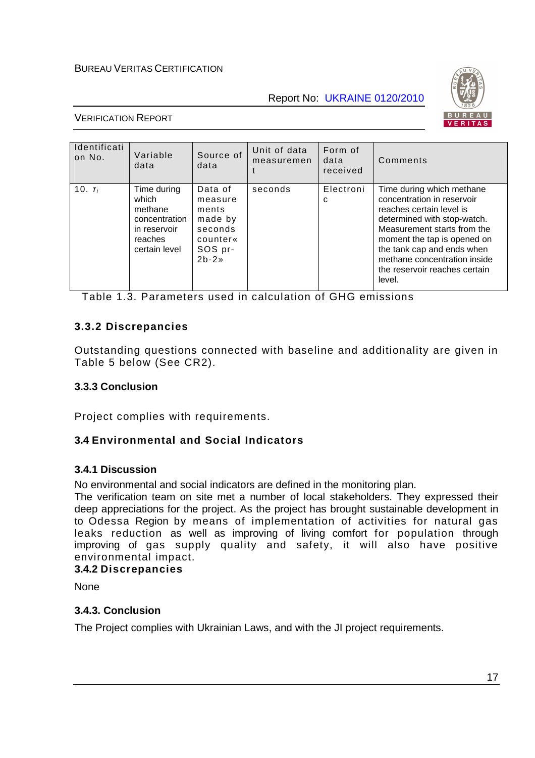| Identification No. | Variable data | Source of data | Unit of data measurement | Form of data received | Comments |
|---|---|---|---|---|---|
| 10. $\tau_i$ | Time during which methane concentration in reservoir reaches certain level | Data of measurements made by seconds counter« SOS pr-2b-2» | seconds | Electronic | Time during which methane concentration in reservoir reaches certain level is determined with stop-watch. Measurement starts from the moment the tap is opened on the tank cap and ends when methane concentration inside the reservoir reaches certain level. |

Table 1.3. Parameters used in calculation of GHG emissions

### 3.3.2 Discrepancies

Outstanding questions connected with baseline and additionality are given in Table 5 below (See CR2).

### 3.3.3 Conclusion

Project complies with requirements.

## 3.4 Environmental and Social Indicators

### 3.4.1 Discussion

No environmental and social indicators are defined in the monitoring plan.
The verification team on site met a number of local stakeholders. They expressed their deep appreciations for the project. As the project has brought sustainable development in to Odessa Region by means of implementation of activities for natural gas leaks reduction as well as improving of living comfort for population through improving of gas supply quality and safety, it will also have positive environmental impact.

### 3.4.2 Discrepancies

None

### 3.4.3. Conclusion

The Project complies with Ukrainian Laws, and with the JI project requirements.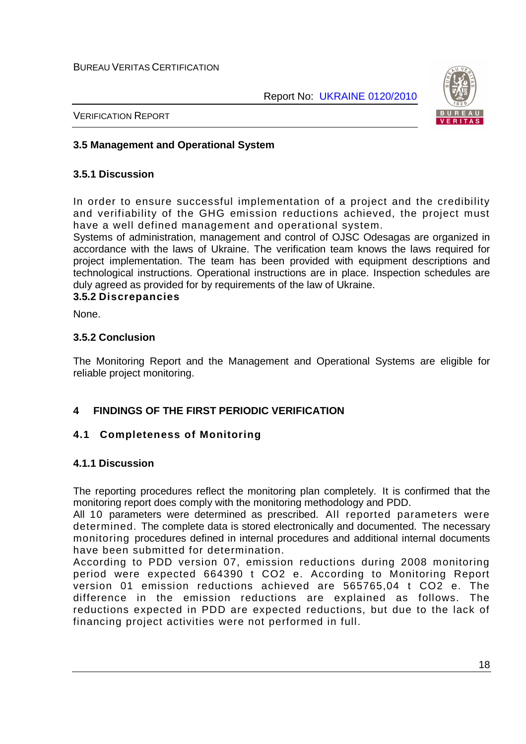### 3.5 Management and Operational System

#### 3.5.1 Discussion

In order to ensure successful implementation of a project and the credibility and verifiability of the GHG emission reductions achieved, the project must have a well defined management and operational system.
Systems of administration, management and control of OJSC Odesagas are organized in accordance with the laws of Ukraine. The verification team knows the laws required for project implementation. The team has been provided with equipment descriptions and technological instructions. Operational instructions are in place. Inspection schedules are duly agreed as provided for by requirements of the law of Ukraine.

#### 3.5.2 Discrepancies

None.

#### 3.5.2 Conclusion

The Monitoring Report and the Management and Operational Systems are eligible for reliable project monitoring.

## 4 FINDINGS OF THE FIRST PERIODIC VERIFICATION

### 4.1 Completeness of Monitoring

#### 4.1.1 Discussion

The reporting procedures reflect the monitoring plan completely. It is confirmed that the monitoring report does comply with the monitoring methodology and PDD.
All 10 parameters were determined as prescribed. All reported parameters were determined. The complete data is stored electronically and documented. The necessary monitoring procedures defined in internal procedures and additional internal documents have been submitted for determination.
According to PDD version 07, emission reductions during 2008 monitoring period were expected 664390 t $CO_2$ e. According to Monitoring Report version 01 emission reductions achieved are 565765,04 t $CO_2$ e. The difference in the emission reductions are explained as follows. The reductions expected in PDD are expected reductions, but due to the lack of financing project activities were not performed in full.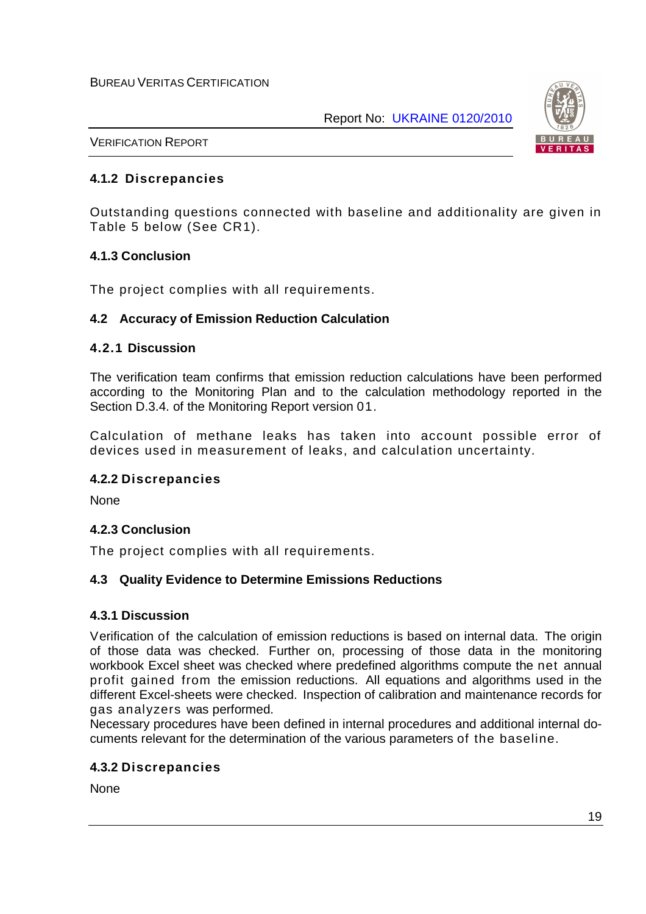#### 4.1.2 Discrepancies

Outstanding questions connected with baseline and additionality are given in Table 5 below (See CR1).

#### 4.1.3 Conclusion

The project complies with all requirements.

### 4.2 Accuracy of Emission Reduction Calculation

#### 4.2.1 Discussion

The verification team confirms that emission reduction calculations have been performed according to the Monitoring Plan and to the calculation methodology reported in the Section D.3.4. of the Monitoring Report version 01.

Calculation of methane leaks has taken into account possible error of devices used in measurement of leaks, and calculation uncertainty.

#### 4.2.2 Discrepancies

None

#### 4.2.3 Conclusion

The project complies with all requirements.

### 4.3 Quality Evidence to Determine Emissions Reductions

#### 4.3.1 Discussion

Verification of the calculation of emission reductions is based on internal data. The origin of those data was checked. Further on, processing of those data in the monitoring workbook Excel sheet was checked where predefined algorithms compute the net annual profit gained from the emission reductions. All equations and algorithms used in the different Excel-sheets were checked. Inspection of calibration and maintenance records for gas analyzers was performed.
Necessary procedures have been defined in internal procedures and additional internal documents relevant for the determination of the various parameters of the baseline.

#### 4.3.2 Discrepancies

None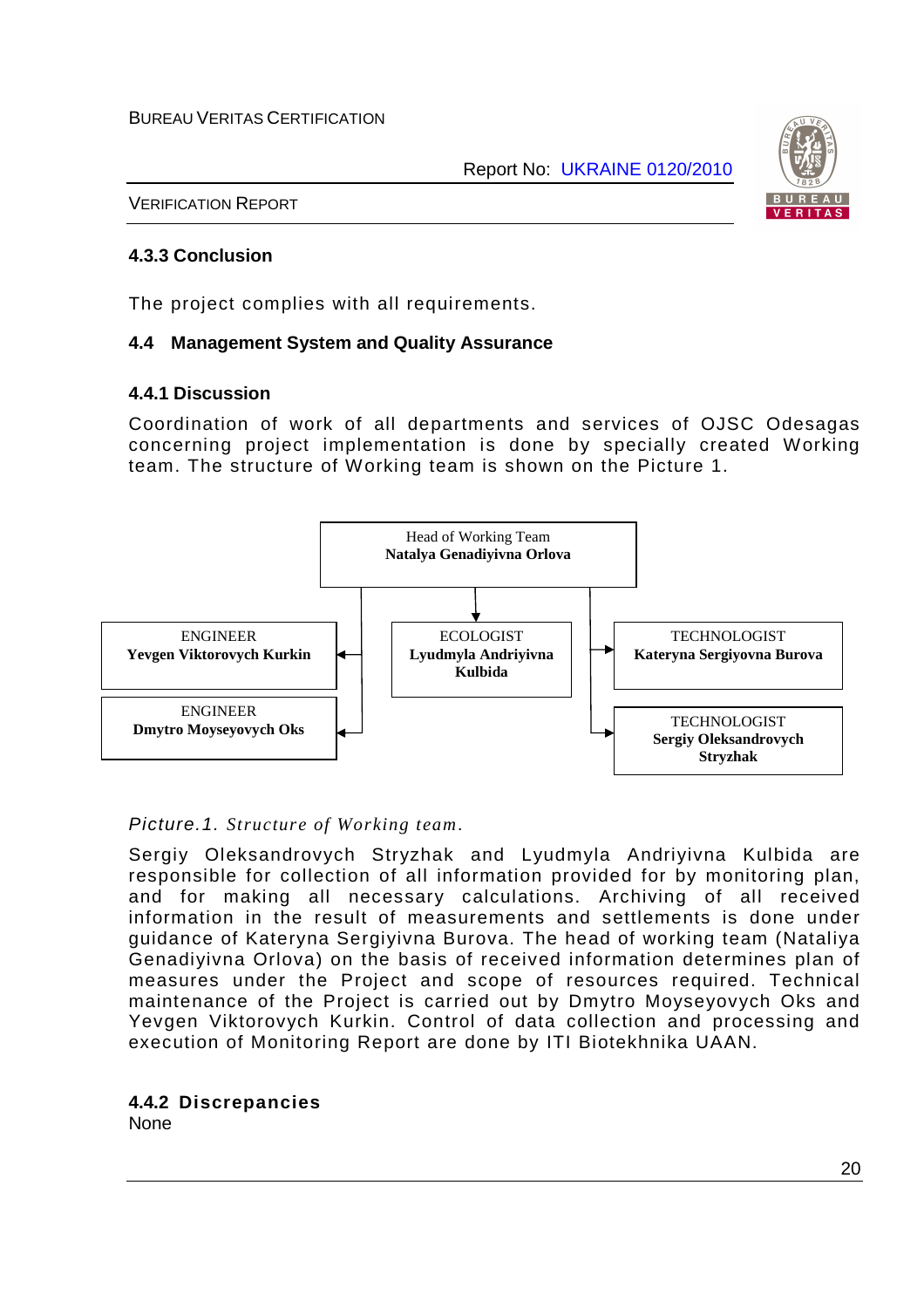### 4.3.3 Conclusion

The project complies with all requirements.

## 4.4 Management System and Quality Assurance

### 4.4.1 Discussion

Coordination of work of all departments and services of OJSC Odesagas concerning project implementation is done by specially created Working team. The structure of Working team is shown on the Picture 1.

Head of Working Team
**Natalya Genadiyivna Orlova**

ENGINEER
**Yevgen Viktorovych Kurkin**

ENGINEER
**Dmytro Moyseyovych Oks**

ECOLOGIST
**Lyudmyla Andriyivna Kulbida**

TECHNOLOGIST
**Kateryna Sergiyovna Burova**

TECHNOLOGIST
**Sergiy Oleksandrovych Stryzhak**

*Picture.1. Structure of Working team.*

Sergiy Oleksandrovych Stryzhak and Lyudmyla Andriyivna Kulbida are responsible for collection of all information provided for by monitoring plan, and for making all necessary calculations. Archiving of all received information in the result of measurements and settlements is done under guidance of Kateryna Sergiyivna Burova. The head of working team (Nataliya Genadiyivna Orlova) on the basis of received information determines plan of measures under the Project and scope of resources required. Technical maintenance of the Project is carried out by Dmytro Moyseyovych Oks and Yevgen Viktorovych Kurkin. Control of data collection and processing and execution of Monitoring Report are done by ITI Biotekhnika UAAN.

### 4.4.2 Discrepancies

None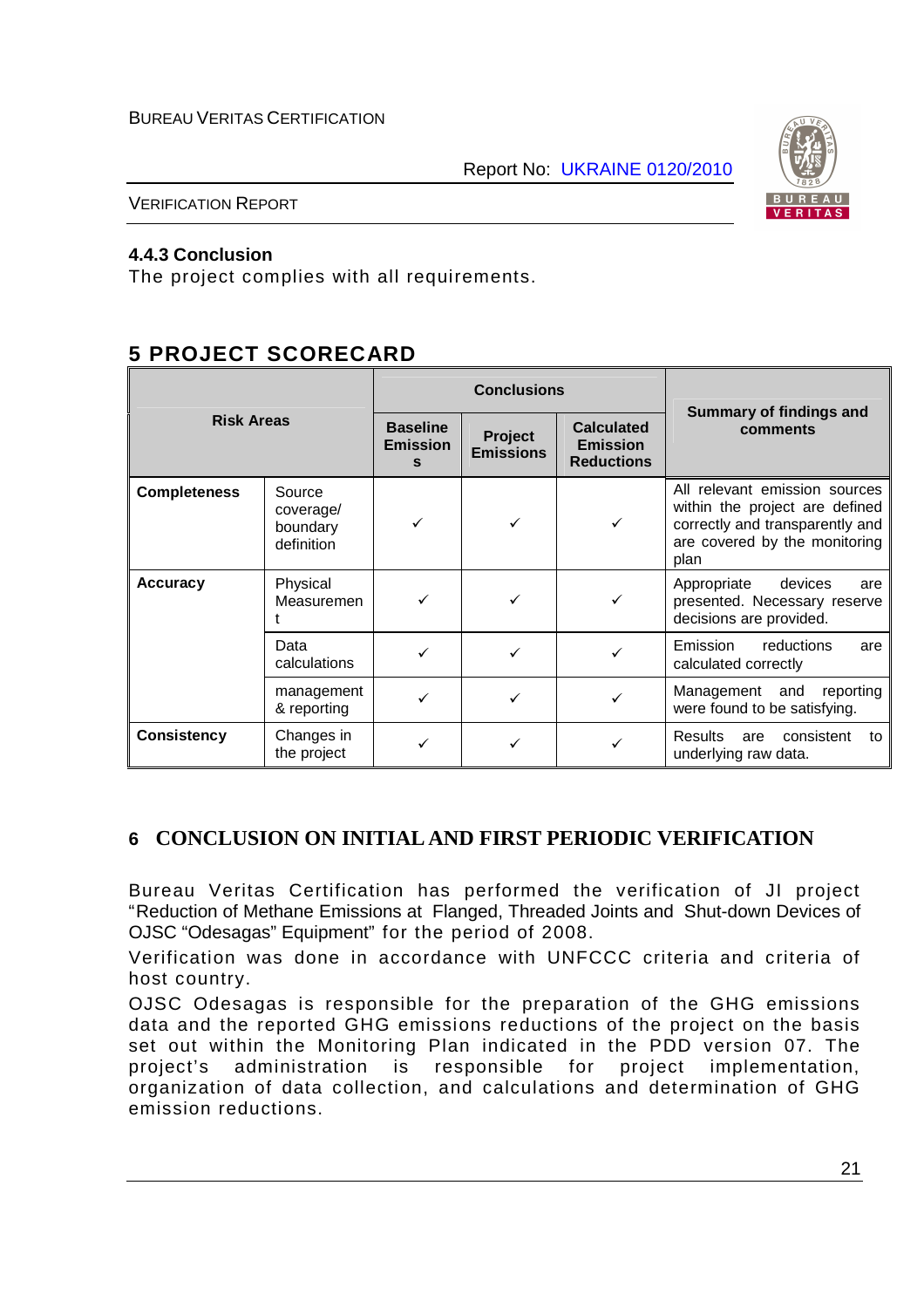#### 4.4.3 Conclusion

The project complies with all requirements.

## 5 PROJECT SCORECARD

| Risk Areas | | Conclusions | | | Summary of findings and comments |
|---|---|---|---|---|---|
| | | Baseline Emissions | Project Emissions | Calculated Emission Reductions | |
| **Completeness** | Source coverage/ boundary definition | ✓ | ✓ | ✓ | All relevant emission sources within the project are defined correctly and transparently and are covered by the monitoring plan |
| **Accuracy** | Physical Measurement | ✓ | ✓ | ✓ | Appropriate devices are presented. Necessary reserve decisions are provided. |
| | Data calculations | ✓ | ✓ | ✓ | Emission reductions are calculated correctly |
| | management & reporting | ✓ | ✓ | ✓ | Management and reporting were found to be satisfying. |
| **Consistency** | Changes in the project | ✓ | ✓ | ✓ | Results are consistent to underlying raw data. |

## 6 CONCLUSION ON INITIAL AND FIRST PERIODIC VERIFICATION

Bureau Veritas Certification has performed the verification of JI project "Reduction of Methane Emissions at Flanged, Threaded Joints and Shut-down Devices of OJSC "Odesagas" Equipment" for the period of 2008.

Verification was done in accordance with UNFCCC criteria and criteria of host country.

OJSC Odesagas is responsible for the preparation of the GHG emissions data and the reported GHG emissions reductions of the project on the basis set out within the Monitoring Plan indicated in the PDD version 07. The project's administration is responsible for project implementation, organization of data collection, and calculations and determination of GHG emission reductions.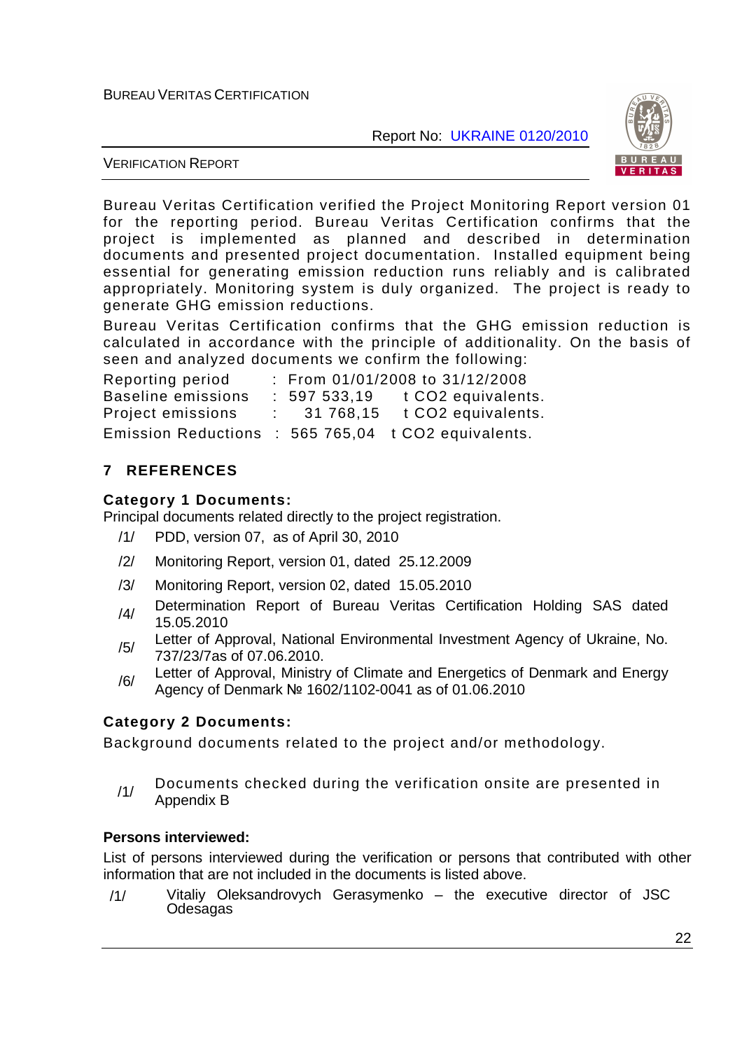Bureau Veritas Certification verified the Project Monitoring Report version 01 for the reporting period. Bureau Veritas Certification confirms that the project is implemented as planned and described in determination documents and presented project documentation. Installed equipment being essential for generating emission reduction runs reliably and is calibrated appropriately. Monitoring system is duly organized. The project is ready to generate GHG emission reductions.

Bureau Veritas Certification confirms that the GHG emission reduction is calculated in accordance with the principle of additionality. On the basis of seen and analyzed documents we confirm the following:

| | | |
|---|---|---|
| Reporting period | : From 01/01/2008 to 31/12/2008 | |
| Baseline emissions | : 597 533,19 | t CO2 equivalents. |
| Project emissions | : 31 768,15 | t CO2 equivalents. |
| Emission Reductions | : 565 765,04 | t CO2 equivalents. |

## 7 REFERENCES

**Category 1 Documents:**

Principal documents related directly to the project registration.

/1/ PDD, version 07, as of April 30, 2010

/2/ Monitoring Report, version 01, dated 25.12.2009

/3/ Monitoring Report, version 02, dated 15.05.2010

/4/ Determination Report of Bureau Veritas Certification Holding SAS dated 15.05.2010

/5/ Letter of Approval, National Environmental Investment Agency of Ukraine, No. 737/23/7as of 07.06.2010.

/6/ Letter of Approval, Ministry of Climate and Energetics of Denmark and Energy Agency of Denmark № 1602/1102-0041 as of 01.06.2010

**Category 2 Documents:**

Background documents related to the project and/or methodology.

/1/ Documents checked during the verification onsite are presented in Appendix B

**Persons interviewed:**

List of persons interviewed during the verification or persons that contributed with other information that are not included in the documents is listed above.

/1/ Vitaliy Oleksandrovych Gerasymenko – the executive director of JSC Odesagas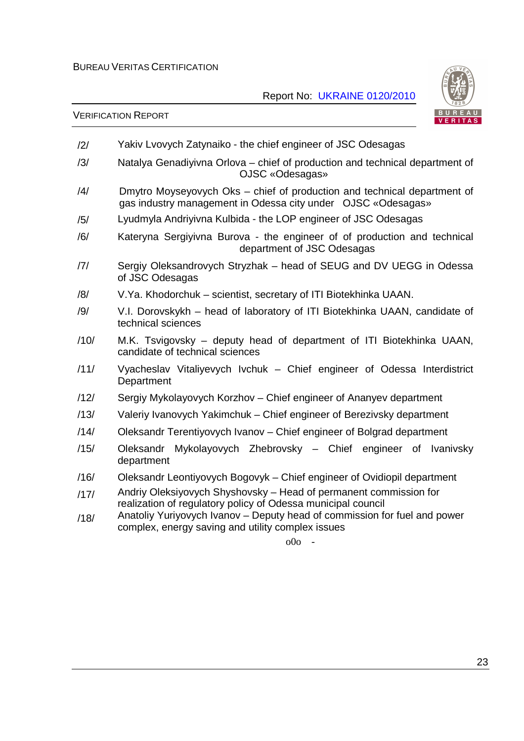/2/ Yakiv Lvovych Zatynaiko - the chief engineer of JSC Odesagas

/3/ Natalya Genadiyivna Orlova – chief of production and technical department of OJSC «Odesagas»

/4/ Dmytro Moyseyovych Oks – chief of production and technical department of gas industry management in Odessa city under OJSC «Odesagas»

/5/ Lyudmyla Andriyivna Kulbida - the LOP engineer of JSC Odesagas

/6/ Kateryna Sergiyivna Burova - the engineer of of production and technical department of JSC Odesagas

/7/ Sergiy Oleksandrovych Stryzhak – head of SEUG and DV UEGG in Odessa of JSC Odesagas

/8/ V.Ya. Khodorchuk – scientist, secretary of ITI Biotekhinka UAAN.

/9/ V.I. Dorovskykh – head of laboratory of ITI Biotekhinka UAAN, candidate of technical sciences

/10/ M.K. Tsvigovsky – deputy head of department of ITI Biotekhinka UAAN, candidate of technical sciences

/11/ Vyacheslav Vitaliyevych Ivchuk – Chief engineer of Odessa Interdistrict Department

/12/ Sergiy Mykolayovych Korzhov – Chief engineer of Ananyev department

/13/ Valeriy Ivanovych Yakimchuk – Chief engineer of Berezivsky department

/14/ Oleksandr Terentiyovych Ivanov – Chief engineer of Bolgrad department

/15/ Oleksandr Mykolayovych Zhebrovsky – Chief engineer of Ivanivsky department

/16/ Oleksandr Leontiyovych Bogovyk – Chief engineer of Ovidiopil department

/17/ Andriy Oleksiyovych Shyshovsky – Head of permanent commission for realization of regulatory policy of Odessa municipal council

/18/ Anatoliy Yuriyovych Ivanov – Deputy head of commission for fuel and power complex, energy saving and utility complex issues

o0o -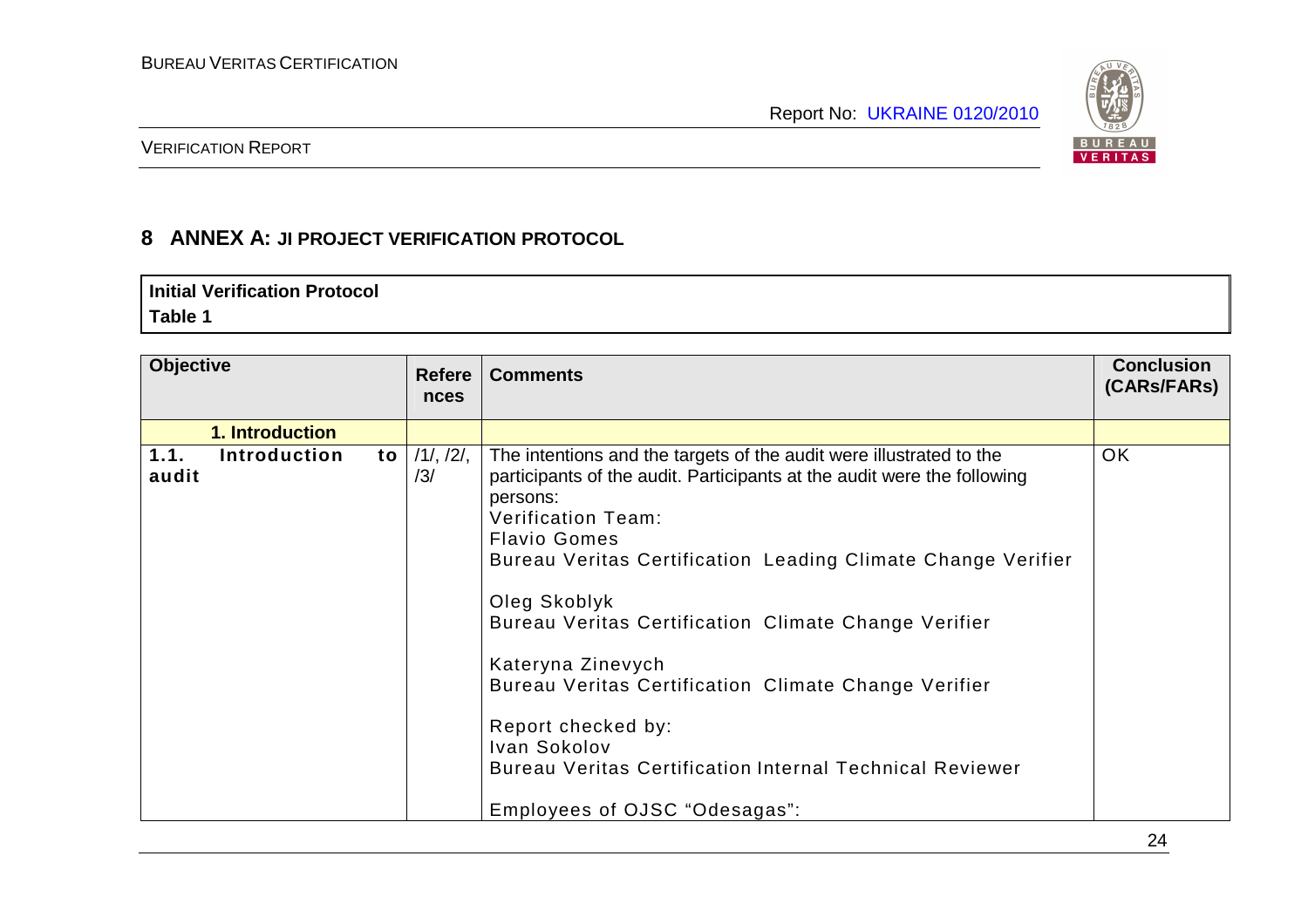## 8 ANNEX A: JI PROJECT VERIFICATION PROTOCOL

| **Initial Verification Protocol**<br>**Table 1** |
|---|

| Objective | References | Comments | Conclusion (CARs/FARs) |
|---|---|---|---|
| **1. Introduction** | | | |
| **1.1. Introduction to audit** | /1/, /2/, /3/ | The intentions and the targets of the audit were illustrated to the participants of the audit. Participants at the audit were the following persons:<br>Verification Team:<br>Flavio Gomes<br>Bureau Veritas Certification Leading Climate Change Verifier<br><br>Oleg Skoblyk<br>Bureau Veritas Certification Climate Change Verifier<br><br>Kateryna Zinevych<br>Bureau Veritas Certification Climate Change Verifier<br><br>Report checked by:<br>Ivan Sokolov<br>Bureau Veritas Certification Internal Technical Reviewer<br><br>Employees of OJSC "Odesagas": | OK |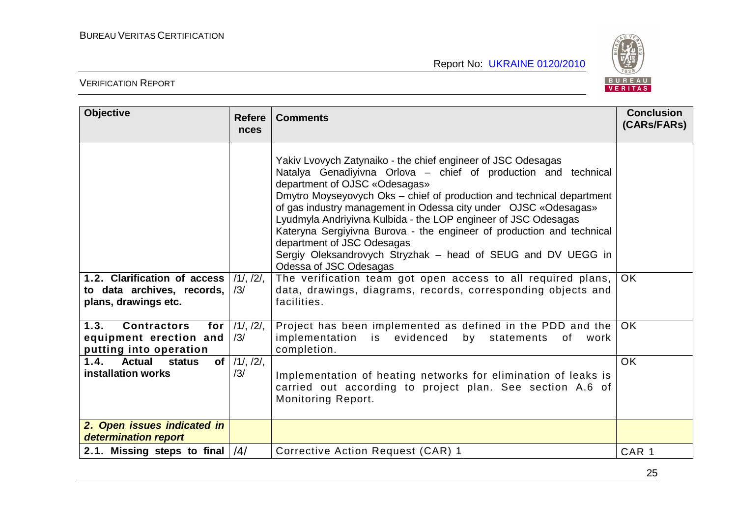| Objective | References | Comments | Conclusion (CARs/FARs) |
|---|---|---|---|
| | | Yakiv Lvovych Zatynaiko - the chief engineer of JSC Odesagas<br>Natalya Genadiyivna Orlova – chief of production and technical department of OJSC «Odesagas»<br>Dmytro Moyseyovych Oks – chief of production and technical department of gas industry management in Odessa city under OJSC «Odesagas»<br>Lyudmyla Andriyivna Kulbida - the LOP engineer of JSC Odesagas<br>Kateryna Sergiyivna Burova - the engineer of production and technical department of JSC Odesagas<br>Sergiy Oleksandrovych Stryzhak – head of SEUG and DV UEGG in Odessa of JSC Odesagas | |
| **1.2. Clarification of access to data archives, records, plans, drawings etc.** | /1/, /2/, /3/ | The verification team got open access to all required plans, data, drawings, diagrams, records, corresponding objects and facilities. | OK |
| **1.3. Contractors for equipment erection and putting into operation** | /1/, /2/, /3/ | Project has been implemented as defined in the PDD and the implementation is evidenced by statements of work completion. | OK |
| **1.4. Actual status of installation works** | /1/, /2/, /3/ | Implementation of heating networks for elimination of leaks is carried out according to project plan. See section A.6 of Monitoring Report. | OK |
| ***2. Open issues indicated in determination report*** | | | |
| **2.1. Missing steps to final** | /4/ | Corrective Action Request (CAR) 1 | CAR 1 |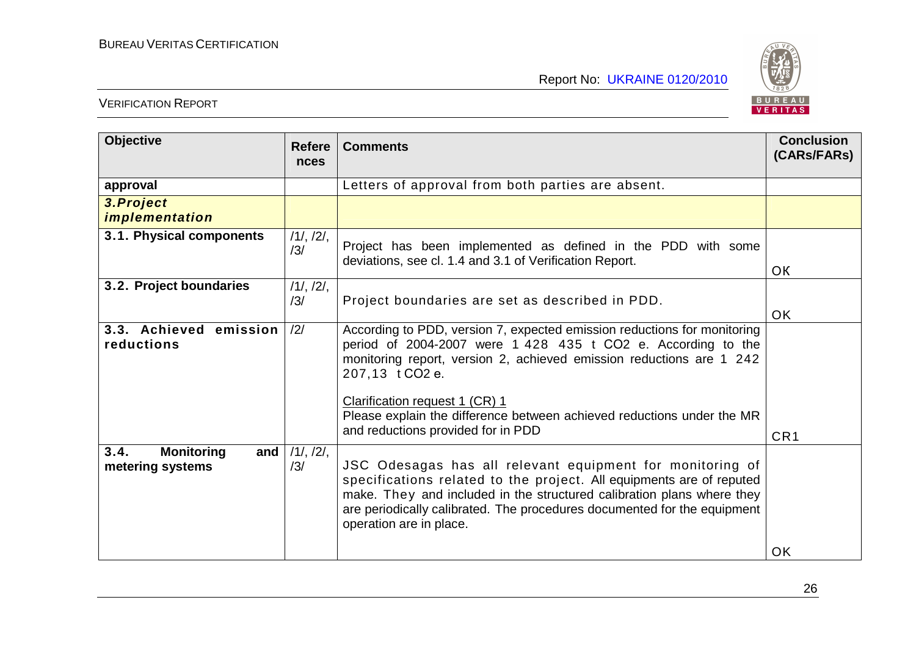| Objective | References | Comments | Conclusion (CARs/FARs) |
|---|---|---|---|
| **approval** | | Letters of approval from both parties are absent. | |
| ***3.Project implementation*** | | | |
| **3.1. Physical components** | /1/, /2/, /3/ | Project has been implemented as defined in the PDD with some deviations, see cl. 1.4 and 3.1 of Verification Report. | OK |
| **3.2. Project boundaries** | /1/, /2/, /3/ | Project boundaries are set as described in PDD. | OK |
| **3.3. Achieved emission reductions** | /2/ | According to PDD, version 7, expected emission reductions for monitoring period of 2004-2007 were 1 428 435 t $CO_2$ e. According to the monitoring report, version 2, achieved emission reductions are 1 242 207,13 t $CO_2$ e.<br><br>Clarification request 1 (CR) 1<br>Please explain the difference between achieved reductions under the MR and reductions provided for in PDD | CR1 |
| **3.4. Monitoring and metering systems** | /1/, /2/, /3/ | JSC Odesagas has all relevant equipment for monitoring of specifications related to the project. All equipments are of reputed make. They and included in the structured calibration plans where they are periodically calibrated. The procedures documented for the equipment operation are in place. | OK |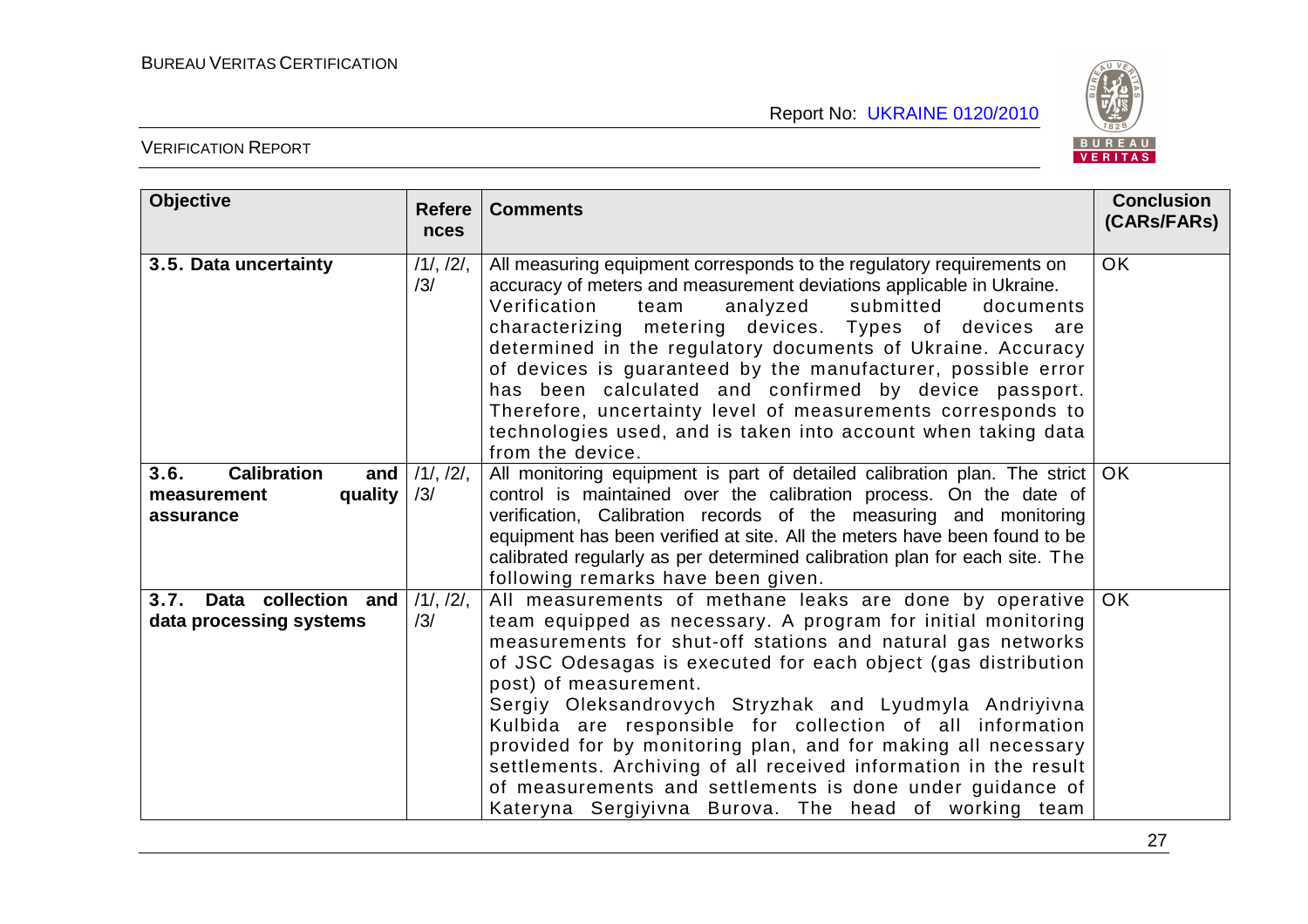| Objective | References | Comments | Conclusion (CARs/FARs) |
|---|---|---|---|
| **3.5. Data uncertainty** | /1/, /2/, /3/ | All measuring equipment corresponds to the regulatory requirements on accuracy of meters and measurement deviations applicable in Ukraine. Verification team analyzed submitted documents characterizing metering devices. Types of devices are determined in the regulatory documents of Ukraine. Accuracy of devices is guaranteed by the manufacturer, possible error has been calculated and confirmed by device passport. Therefore, uncertainty level of measurements corresponds to technologies used, and is taken into account when taking data from the device. | OK |
| **3.6. Calibration and measurement quality assurance** | /1/, /2/, /3/ | All monitoring equipment is part of detailed calibration plan. The strict control is maintained over the calibration process. On the date of verification, Calibration records of the measuring and monitoring equipment has been verified at site. All the meters have been found to be calibrated regularly as per determined calibration plan for each site. The following remarks have been given. | OK |
| **3.7. Data collection and data processing systems** | /1/, /2/, /3/ | All measurements of methane leaks are done by operative team equipped as necessary. A program for initial monitoring measurements for shut-off stations and natural gas networks of JSC Odesagas is executed for each object (gas distribution post) of measurement.<br>Sergiy Oleksandrovych Stryzhak and Lyudmyla Andriyivna Kulbida are responsible for collection of all information provided for by monitoring plan, and for making all necessary settlements. Archiving of all received information in the result of measurements and settlements is done under guidance of Kateryna Sergiyivna Burova. The head of working team | OK |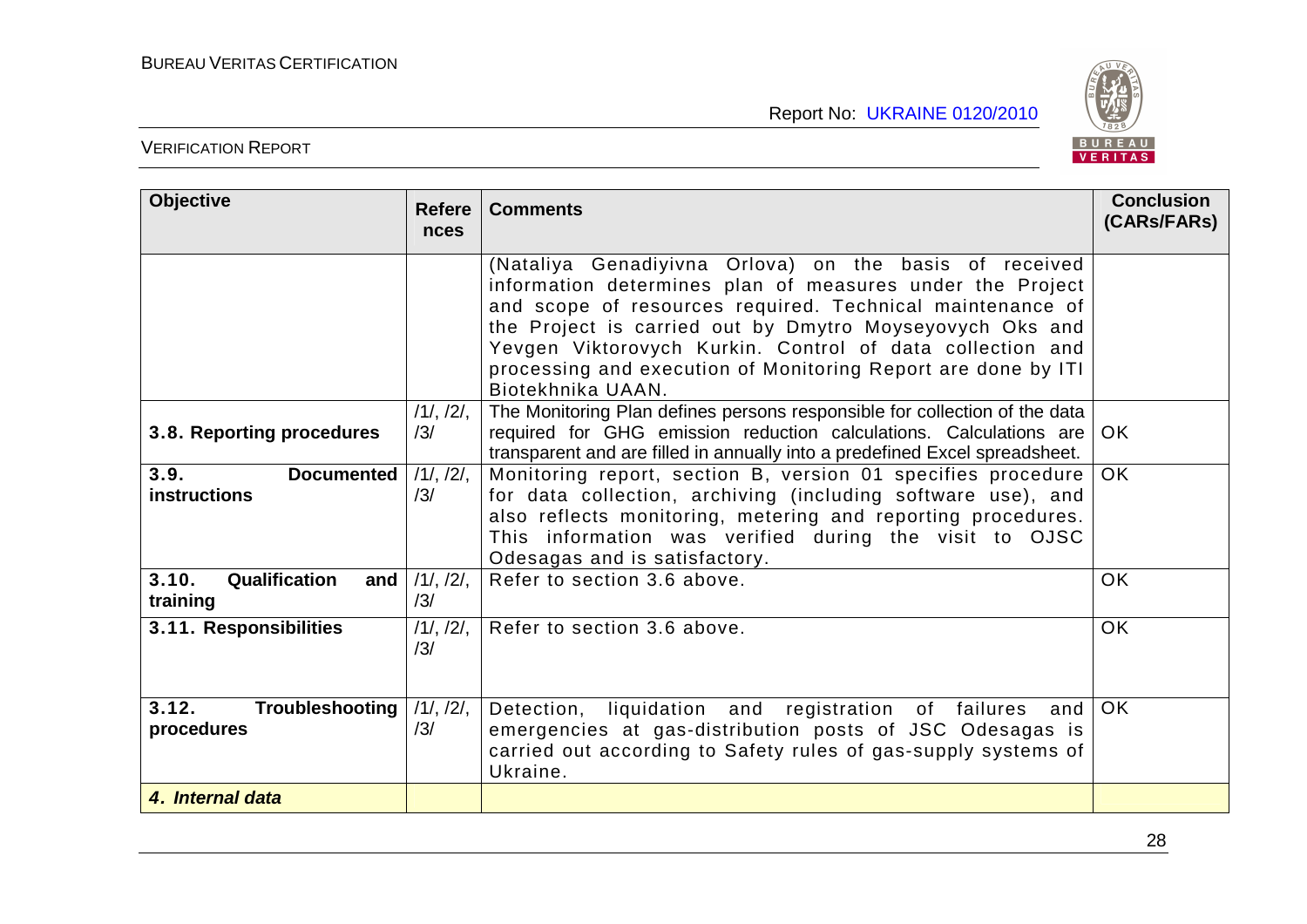| Objective | References | Comments | Conclusion (CARs/FARs) |
|---|---|---|---|
| | | (Nataliya Genadiyivna Orlova) on the basis of received information determines plan of measures under the Project and scope of resources required. Technical maintenance of the Project is carried out by Dmytro Moyseyovych Oks and Yevgen Viktorovych Kurkin. Control of data collection and processing and execution of Monitoring Report are done by ITI Biotekhnika UAAN. | |
| **3.8. Reporting procedures** | /1/, /2/, /3/ | The Monitoring Plan defines persons responsible for collection of the data required for GHG emission reduction calculations. Calculations are transparent and are filled in annually into a predefined Excel spreadsheet. | OK |
| **3.9. Documented instructions** | /1/, /2/, /3/ | Monitoring report, section B, version 01 specifies procedure for data collection, archiving (including software use), and also reflects monitoring, metering and reporting procedures. This information was verified during the visit to OJSC Odesagas and is satisfactory. | OK |
| **3.10. Qualification and training** | /1/, /2/, /3/ | Refer to section 3.6 above. | OK |
| **3.11. Responsibilities** | /1/, /2/, /3/ | Refer to section 3.6 above. | OK |
| **3.12. Troubleshooting procedures** | /1/, /2/, /3/ | Detection, liquidation and registration of failures and emergencies at gas-distribution posts of JSC Odesagas is carried out according to Safety rules of gas-supply systems of Ukraine. | OK |
| ***4. Internal data*** | | | |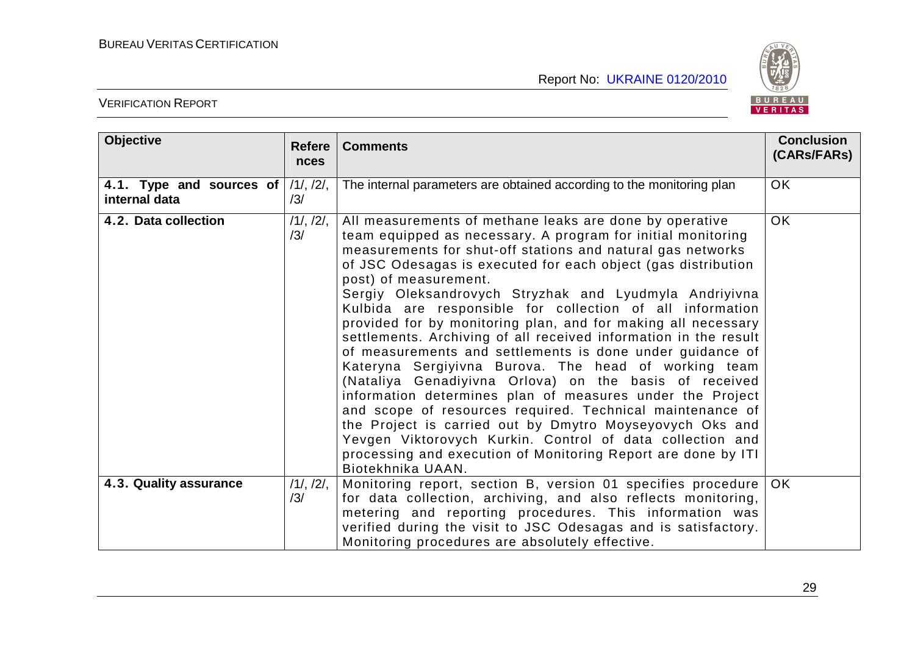| Objective | References | Comments | Conclusion (CARs/FARs) |
|---|---|---|---|
| **4.1. Type and sources of internal data** | /1/, /2/, /3/ | The internal parameters are obtained according to the monitoring plan | OK |
| **4.2. Data collection** | /1/, /2/, /3/ | All measurements of methane leaks are done by operative team equipped as necessary. A program for initial monitoring measurements for shut-off stations and natural gas networks of JSC Odesagas is executed for each object (gas distribution post) of measurement. Sergiy Oleksandrovych Stryzhak and Lyudmyla Andriyivna Kulbida are responsible for collection of all information provided for by monitoring plan, and for making all necessary settlements. Archiving of all received information in the result of measurements and settlements is done under guidance of Kateryna Sergiyivna Burova. The head of working team (Nataliya Genadiyivna Orlova) on the basis of received information determines plan of measures under the Project and scope of resources required. Technical maintenance of the Project is carried out by Dmytro Moyseyovych Oks and Yevgen Viktorovych Kurkin. Control of data collection and processing and execution of Monitoring Report are done by ITI Biotekhnika UAAN. | OK |
| **4.3. Quality assurance** | /1/, /2/, /3/ | Monitoring report, section B, version 01 specifies procedure for data collection, archiving, and also reflects monitoring, metering and reporting procedures. This information was verified during the visit to JSC Odesagas and is satisfactory. Monitoring procedures are absolutely effective. | OK |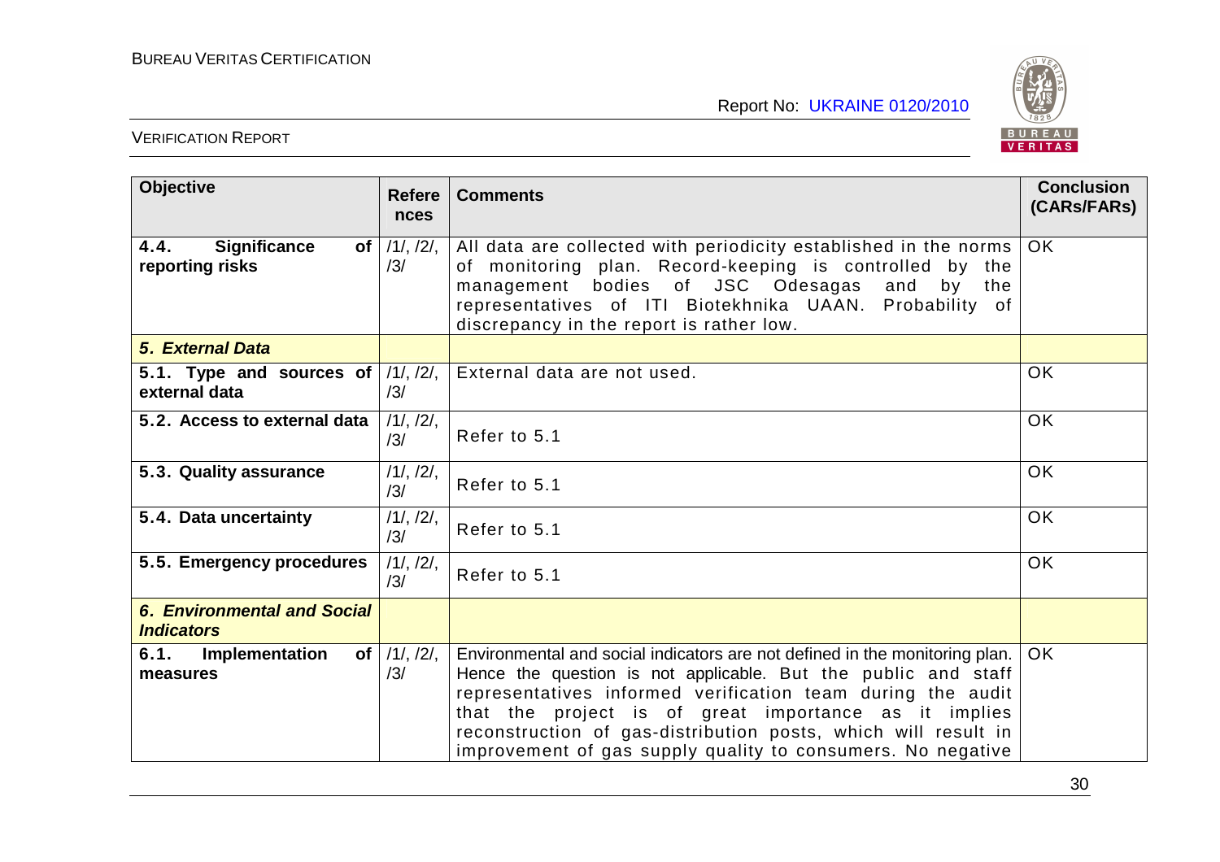| Objective | References | Comments | Conclusion (CARs/FARs) |
|---|---|---|---|
| **4.4. Significance of reporting risks** | /1/, /2/, /3/ | All data are collected with periodicity established in the norms of monitoring plan. Record-keeping is controlled by the management bodies of JSC Odesagas and by the representatives of ITI Biotekhnika UAAN. Probability of discrepancy in the report is rather low. | OK |
| ***5. External Data*** | | | |
| **5.1. Type and sources of external data** | /1/, /2/, /3/ | External data are not used. | OK |
| **5.2. Access to external data** | /1/, /2/, /3/ | Refer to 5.1 | OK |
| **5.3. Quality assurance** | /1/, /2/, /3/ | Refer to 5.1 | OK |
| **5.4. Data uncertainty** | /1/, /2/, /3/ | Refer to 5.1 | OK |
| **5.5. Emergency procedures** | /1/, /2/, /3/ | Refer to 5.1 | OK |
| ***6. Environmental and Social Indicators*** | | | |
| **6.1. Implementation of measures** | /1/, /2/, /3/ | Environmental and social indicators are not defined in the monitoring plan. Hence the question is not applicable. But the public and staff representatives informed verification team during the audit that the project is of great importance as it implies reconstruction of gas-distribution posts, which will result in improvement of gas supply quality to consumers. No negative | OK |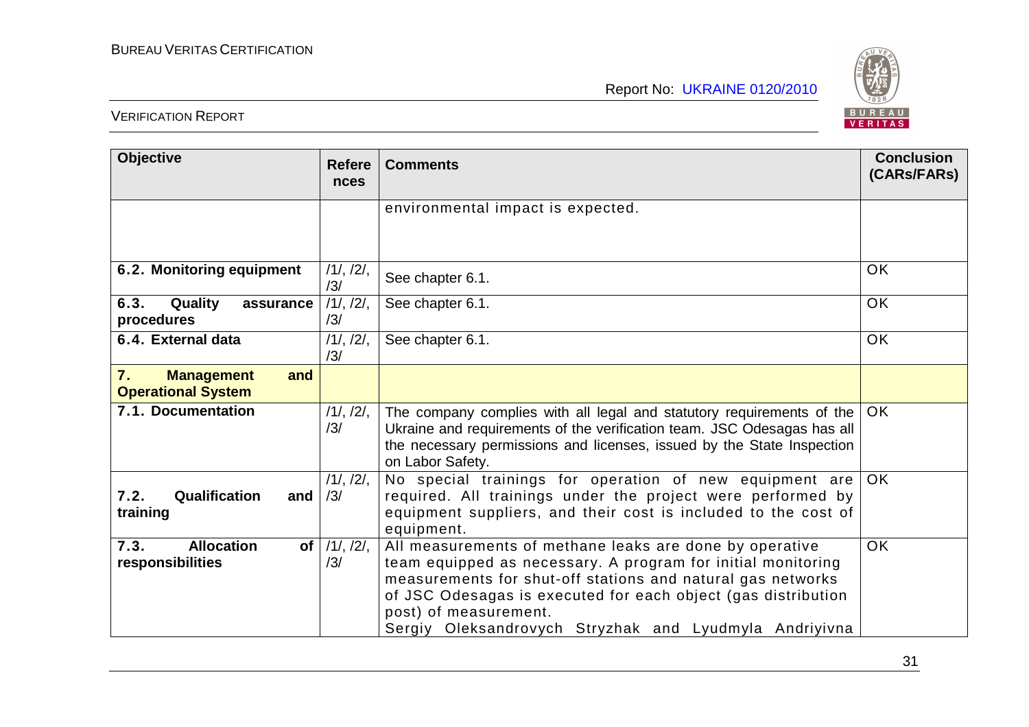| Objective | References | Comments | Conclusion (CARs/FARs) |
|---|---|---|---|
| | | environmental impact is expected. | |
| **6.2. Monitoring equipment** | /1/, /2/, /3/ | See chapter 6.1. | OK |
| **6.3. Quality assurance procedures** | /1/, /2/, /3/ | See chapter 6.1. | OK |
| **6.4. External data** | /1/, /2/, /3/ | See chapter 6.1. | OK |
| **7. Management and Operational System** | | | |
| **7.1. Documentation** | /1/, /2/, /3/ | The company complies with all legal and statutory requirements of the Ukraine and requirements of the verification team. JSC Odesagas has all the necessary permissions and licenses, issued by the State Inspection on Labor Safety. | OK |
| **7.2. Qualification and training** | /1/, /2/, /3/ | No special trainings for operation of new equipment are required. All trainings under the project were performed by equipment suppliers, and their cost is included to the cost of equipment. | OK |
| **7.3. Allocation of responsibilities** | /1/, /2/, /3/ | All measurements of methane leaks are done by operative team equipped as necessary. A program for initial monitoring measurements for shut-off stations and natural gas networks of JSC Odesagas is executed for each object (gas distribution post) of measurement.<br>Sergiy Oleksandrovych Stryzhak and Lyudmyla Andriyivna | OK |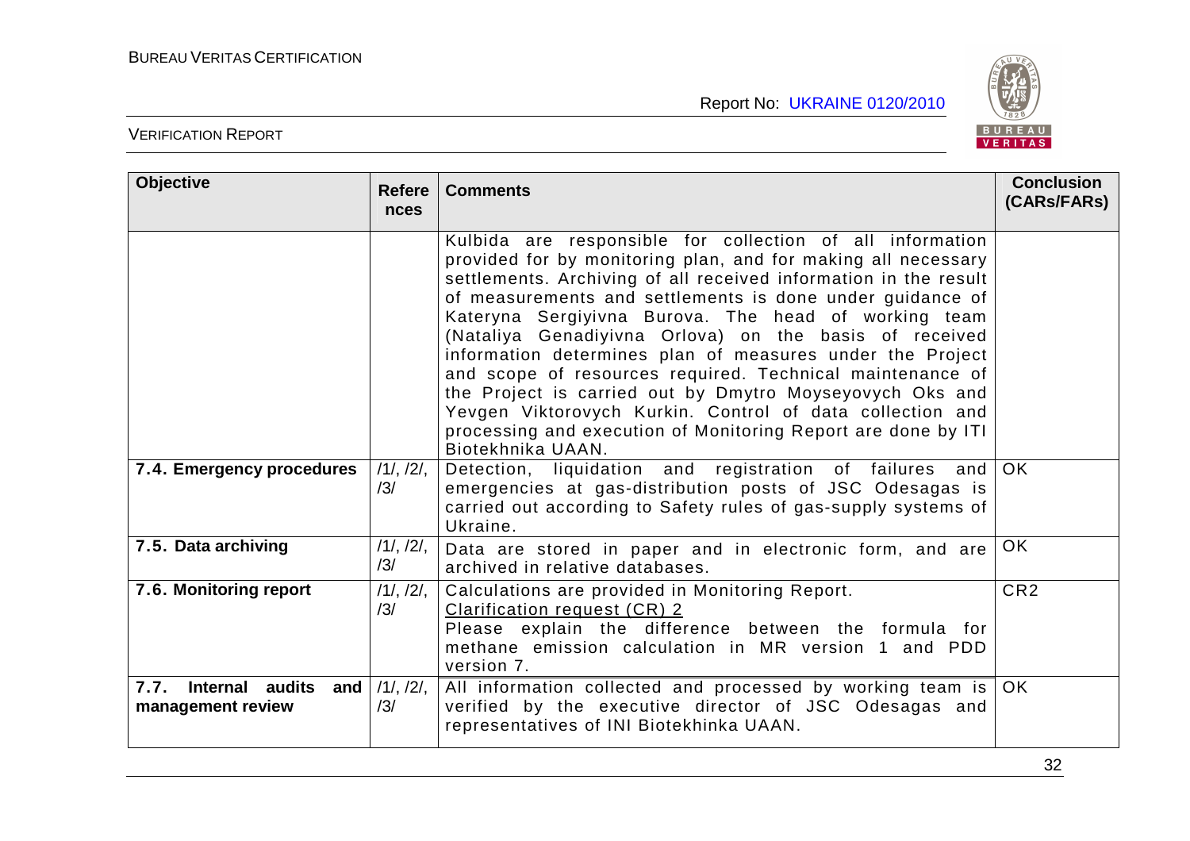| Objective | References | Comments | Conclusion (CARs/FARs) |
|---|---|---|---|
| | | Kulbida are responsible for collection of all information provided for by monitoring plan, and for making all necessary settlements. Archiving of all received information in the result of measurements and settlements is done under guidance of Kateryna Sergiyivna Burova. The head of working team (Nataliya Genadiyivna Orlova) on the basis of received information determines plan of measures under the Project and scope of resources required. Technical maintenance of the Project is carried out by Dmytro Moyseyovych Oks and Yevgen Viktorovych Kurkin. Control of data collection and processing and execution of Monitoring Report are done by ITI Biotekhnika UAAN. | |
| **7.4. Emergency procedures** | /1/, /2/, /3/ | Detection, liquidation and registration of failures and emergencies at gas-distribution posts of JSC Odesagas is carried out according to Safety rules of gas-supply systems of Ukraine. | OK |
| **7.5. Data archiving** | /1/, /2/, /3/ | Data are stored in paper and in electronic form, and are archived in relative databases. | OK |
| **7.6. Monitoring report** | /1/, /2/, /3/ | Calculations are provided in Monitoring Report.<br>Clarification request (CR) 2<br>Please explain the difference between the formula for methane emission calculation in MR version 1 and PDD version 7. | CR2 |
| **7.7. Internal audits and management review** | /1/, /2/, /3/ | All information collected and processed by working team is verified by the executive director of JSC Odesagas and representatives of INI Biotekhinka UAAN. | OK |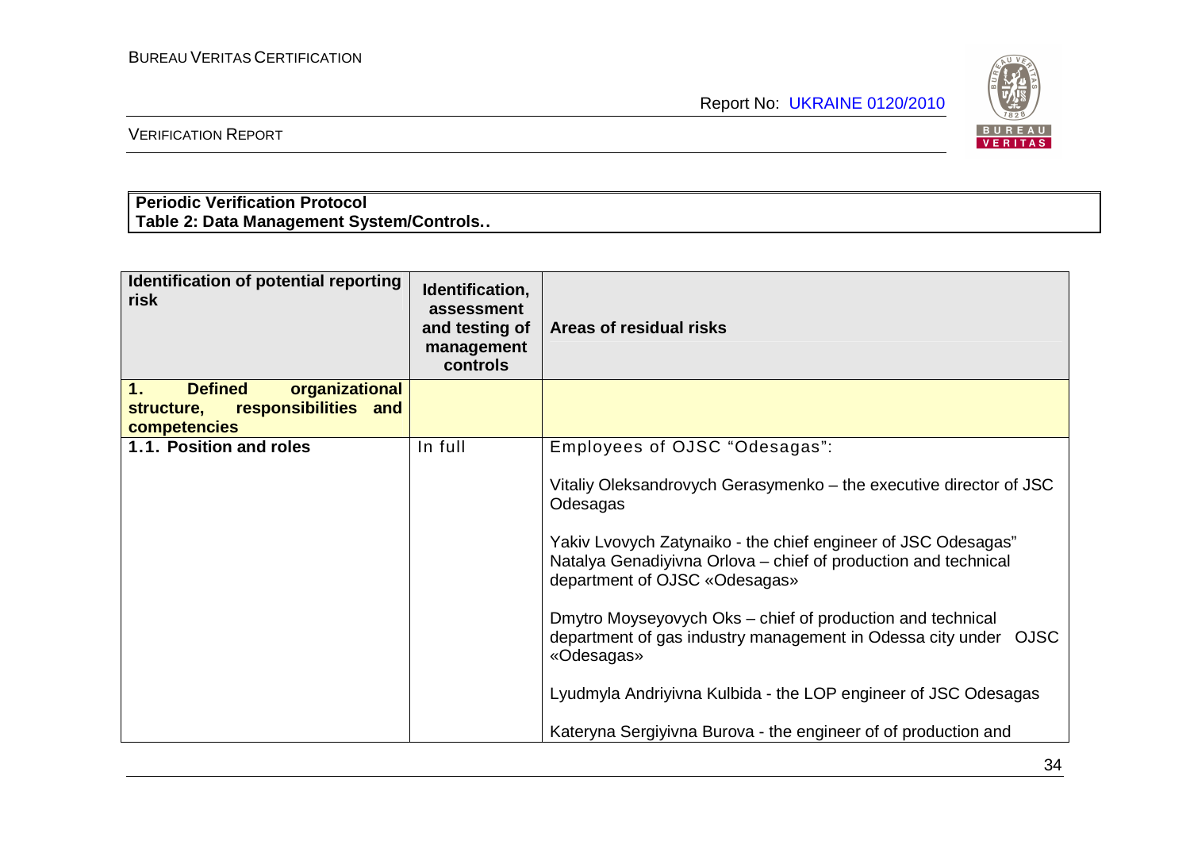**Periodic Verification Protocol**
**Table 2: Data Management System/Controls..**

| Identification of potential reporting risk | Identification, assessment and testing of management controls | Areas of residual risks |
|---|---|---|
| **1. Defined organizational structure, responsibilities and competencies** | | |
| **1.1. Position and roles** | In full | Employees of OJSC "Odesagas":<br><br>Vitaliy Oleksandrovych Gerasymenko – the executive director of JSC Odesagas<br><br>Yakiv Lvovych Zatynaiko - the chief engineer of JSC Odesagas"<br>Natalya Genadiyivna Orlova – chief of production and technical department of OJSC «Odesagas»<br><br>Dmytro Moyseyovych Oks – chief of production and technical department of gas industry management in Odessa city under OJSC «Odesagas»<br><br>Lyudmyla Andriyivna Kulbida - the LOP engineer of JSC Odesagas<br><br>Kateryna Sergiyivna Burova - the engineer of of production and |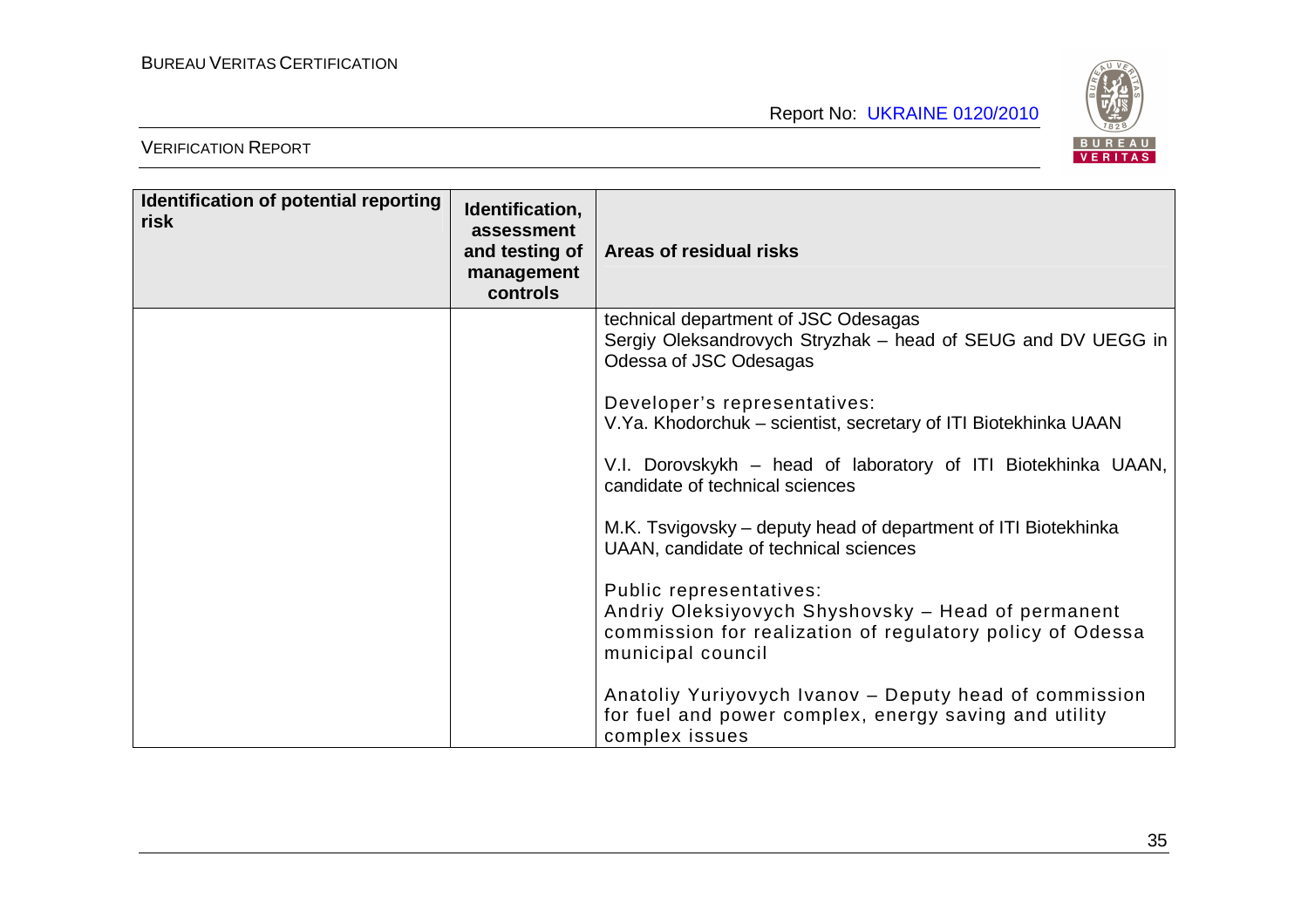| Identification of potential reporting risk | Identification, assessment and testing of management controls | Areas of residual risks |
|---|---|---|
| | | technical department of JSC Odesagas<br>Sergiy Oleksandrovych Stryzhak – head of SEUG and DV UEGG in Odessa of JSC Odesagas<br><br>Developer's representatives:<br>V.Ya. Khodorchuk – scientist, secretary of ITI Biotekhinka UAAN<br><br>V.I. Dorovskykh – head of laboratory of ITI Biotekhinka UAAN, candidate of technical sciences<br><br>M.K. Tsvigovsky – deputy head of department of ITI Biotekhinka UAAN, candidate of technical sciences<br><br>Public representatives:<br>Andriy Oleksiyovych Shyshovsky – Head of permanent commission for realization of regulatory policy of Odessa municipal council<br><br>Anatoliy Yuriyovych Ivanov – Deputy head of commission for fuel and power complex, energy saving and utility complex issues |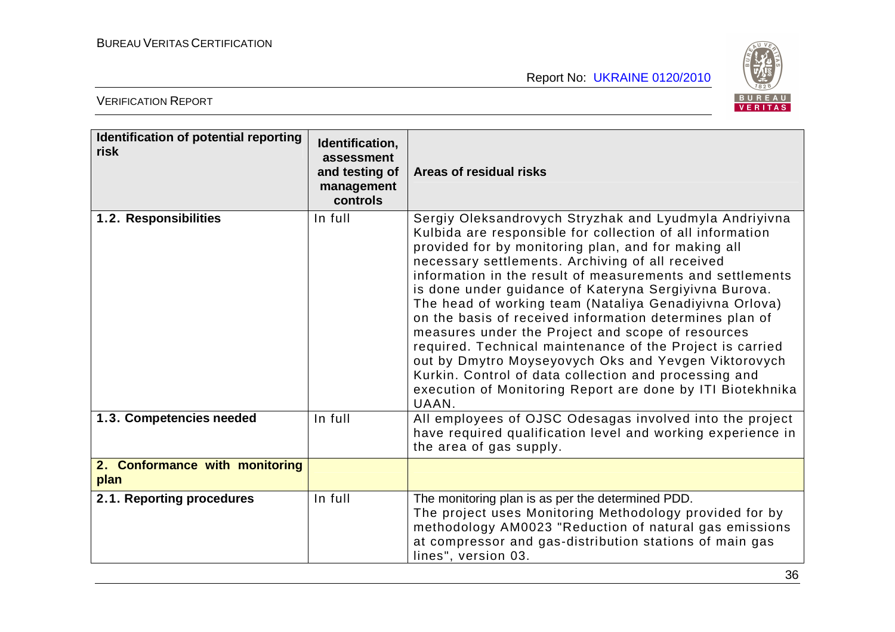| Identification of potential reporting risk | Identification, assessment and testing of management controls | Areas of residual risks |
|---|---|---|
| **1.2. Responsibilities** | In full | Sergiy Oleksandrovych Stryzhak and Lyudmyla Andriyivna Kulbida are responsible for collection of all information provided for by monitoring plan, and for making all necessary settlements. Archiving of all received information in the result of measurements and settlements is done under guidance of Kateryna Sergiyivna Burova. The head of working team (Nataliya Genadiyivna Orlova) on the basis of received information determines plan of measures under the Project and scope of resources required. Technical maintenance of the Project is carried out by Dmytro Moyseyovych Oks and Yevgen Viktorovych Kurkin. Control of data collection and processing and execution of Monitoring Report are done by ITI Biotekhnika UAAN. |
| **1.3. Competencies needed** | In full | All employees of OJSC Odesagas involved into the project have required qualification level and working experience in the area of gas supply. |
| **2. Conformance with monitoring plan** | | |
| **2.1. Reporting procedures** | In full | The monitoring plan is as per the determined PDD. The project uses Monitoring Methodology provided for by methodology AM0023 "Reduction of natural gas emissions at compressor and gas-distribution stations of main gas lines", version 03. |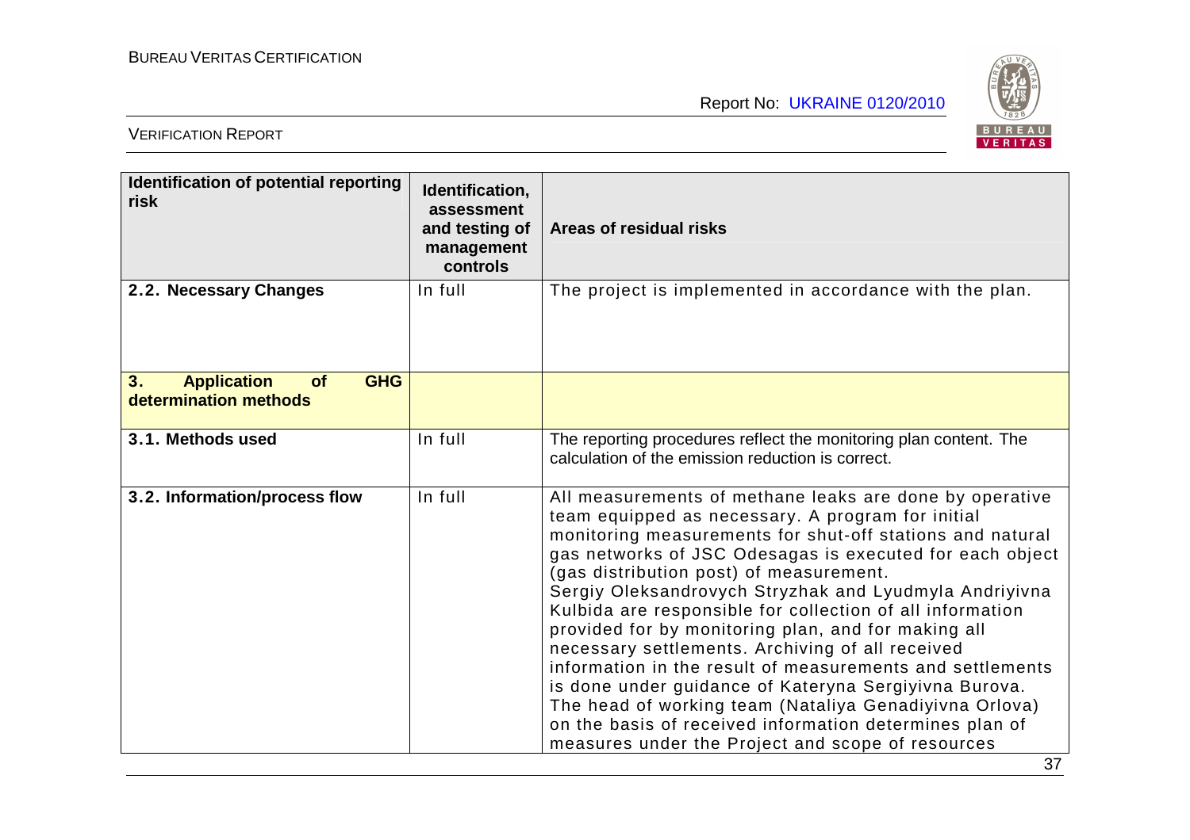| Identification of potential reporting risk | Identification, assessment and testing of management controls | Areas of residual risks |
|---|---|---|
| **2.2. Necessary Changes** | In full | The project is implemented in accordance with the plan. |
| **3. Application of GHG determination methods** | | |
| **3.1. Methods used** | In full | The reporting procedures reflect the monitoring plan content. The calculation of the emission reduction is correct. |
| **3.2. Information/process flow** | In full | All measurements of methane leaks are done by operative team equipped as necessary. A program for initial monitoring measurements for shut-off stations and natural gas networks of JSC Odesagas is executed for each object (gas distribution post) of measurement. Sergiy Oleksandrovych Stryzhak and Lyudmyla Andriyivna Kulbida are responsible for collection of all information provided for by monitoring plan, and for making all necessary settlements. Archiving of all received information in the result of measurements and settlements is done under guidance of Kateryna Sergiyivna Burova. The head of working team (Nataliya Genadiyivna Orlova) on the basis of received information determines plan of measures under the Project and scope of resources |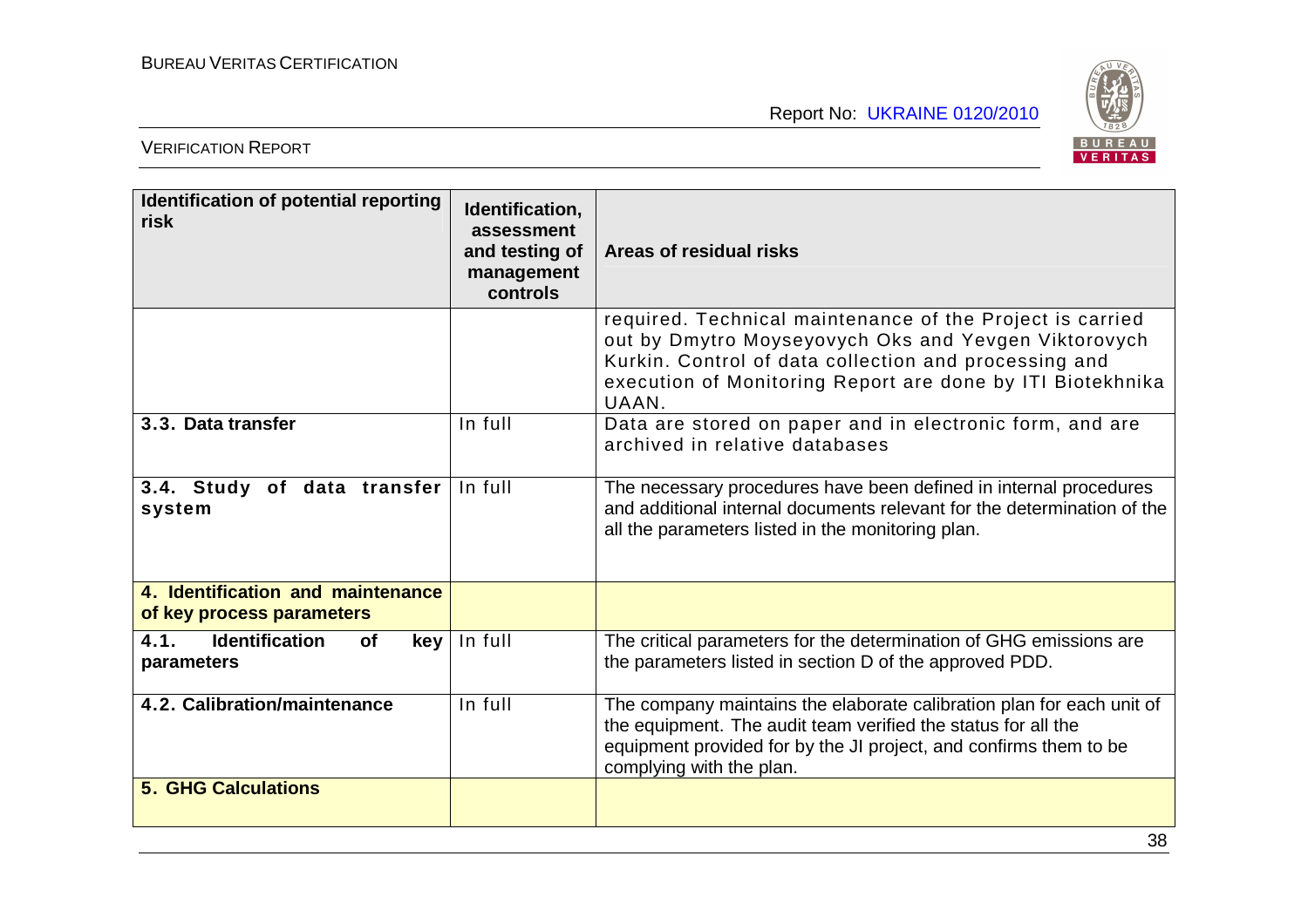| Identification of potential reporting risk | Identification, assessment and testing of management controls | Areas of residual risks |
|---|---|---|
| | | required. Technical maintenance of the Project is carried out by Dmytro Moyseyovych Oks and Yevgen Viktorovych Kurkin. Control of data collection and processing and execution of Monitoring Report are done by ITI Biotekhnika UAAN. |
| **3.3. Data transfer** | In full | Data are stored on paper and in electronic form, and are archived in relative databases |
| **3.4. Study of data transfer system** | In full | The necessary procedures have been defined in internal procedures and additional internal documents relevant for the determination of the all the parameters listed in the monitoring plan. |
| **4. Identification and maintenance of key process parameters** | | |
| **4.1. Identification of key parameters** | In full | The critical parameters for the determination of GHG emissions are the parameters listed in section D of the approved PDD. |
| **4.2. Calibration/maintenance** | In full | The company maintains the elaborate calibration plan for each unit of the equipment. The audit team verified the status for all the equipment provided for by the JI project, and confirms them to be complying with the plan. |
| **5. GHG Calculations** | | |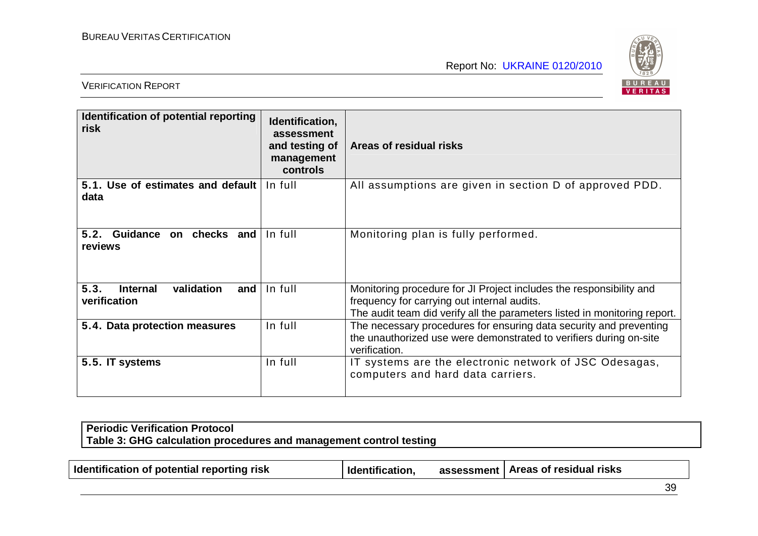| Identification of potential reporting risk | Identification, assessment and testing of management controls | Areas of residual risks |
|---|---|---|
| **5.1. Use of estimates and default data** | In full | All assumptions are given in section D of approved PDD. |
| **5.2. Guidance on checks and reviews** | In full | Monitoring plan is fully performed. |
| **5.3. Internal validation and verification** | In full | Monitoring procedure for JI Project includes the responsibility and frequency for carrying out internal audits. The audit team did verify all the parameters listed in monitoring report. |
| **5.4. Data protection measures** | In full | The necessary procedures for ensuring data security and preventing the unauthorized use were demonstrated to verifiers during on-site verification. |
| **5.5. IT systems** | In full | IT systems are the electronic network of JSC Odesagas, computers and hard data carriers. |

**Periodic Verification Protocol**
**Table 3: GHG calculation procedures and management control testing**

| Identification of potential reporting risk | Identification, assessment | Areas of residual risks |
|---|---|---|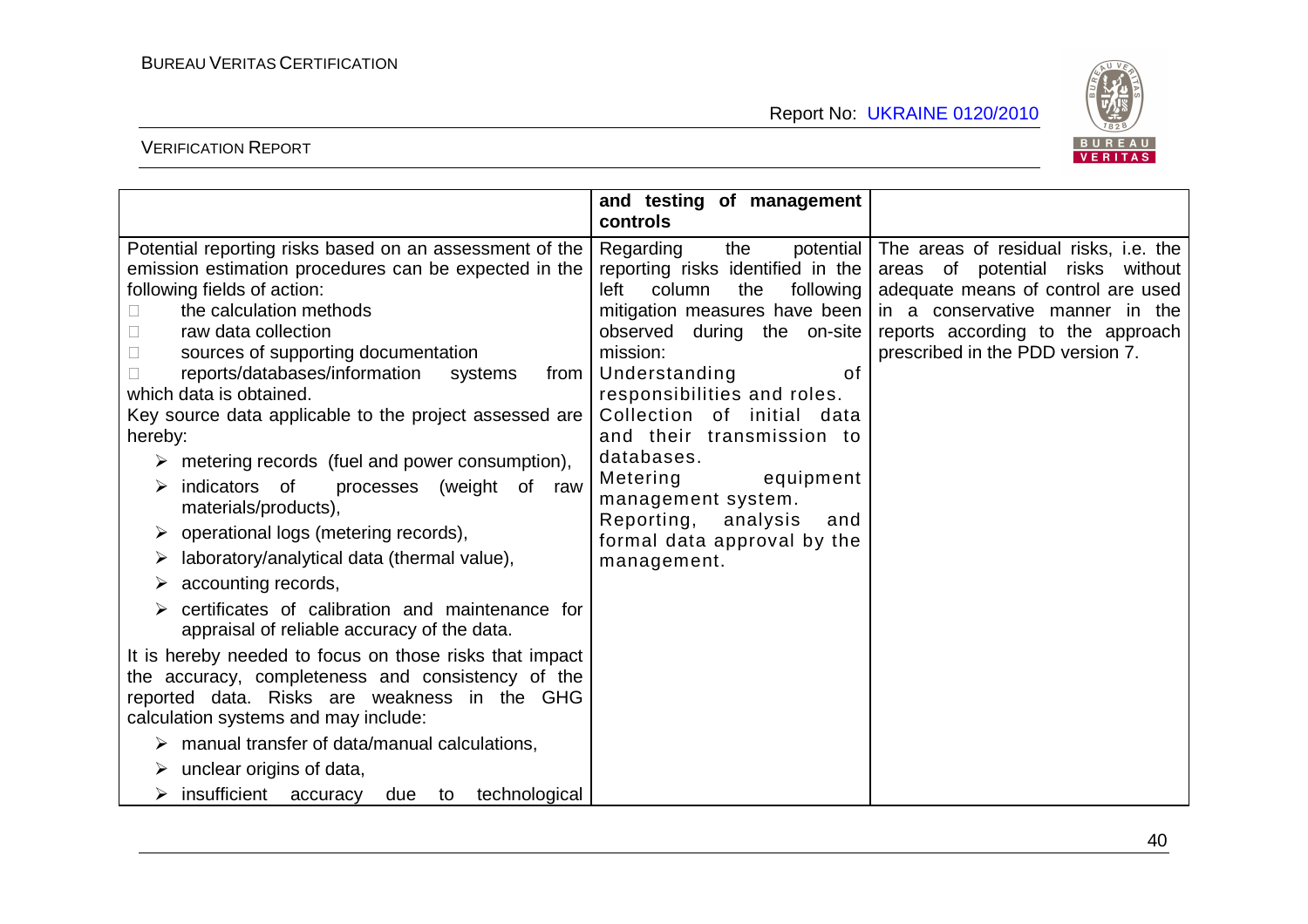| | and testing of management controls | |
|---|---|---|
| Potential reporting risks based on an assessment of the emission estimation procedures can be expected in the following fields of action:<br>- the calculation methods<br>- raw data collection<br>- sources of supporting documentation<br>- reports/databases/information systems from which data is obtained.<br>Key source data applicable to the project assessed are hereby:<br>➢ metering records (fuel and power consumption),<br>➢ indicators of processes (weight of raw materials/products),<br>➢ operational logs (metering records),<br>➢ laboratory/analytical data (thermal value),<br>➢ accounting records,<br>➢ certificates of calibration and maintenance for appraisal of reliable accuracy of the data.<br>It is hereby needed to focus on those risks that impact the accuracy, completeness and consistency of the reported data. Risks are weakness in the GHG calculation systems and may include:<br>➢ manual transfer of data/manual calculations,<br>➢ unclear origins of data,<br>➢ insufficient accuracy due to technological | Regarding the potential reporting risks identified in the left column the following mitigation measures have been observed during the on-site mission:<br>Understanding of responsibilities and roles.<br>Collection of initial data and their transmission to databases.<br>Metering equipment management system.<br>Reporting, analysis and formal data approval by the management. | The areas of residual risks, i.e. the areas of potential risks without adequate means of control are used in a conservative manner in the reports according to the approach prescribed in the PDD version 7. |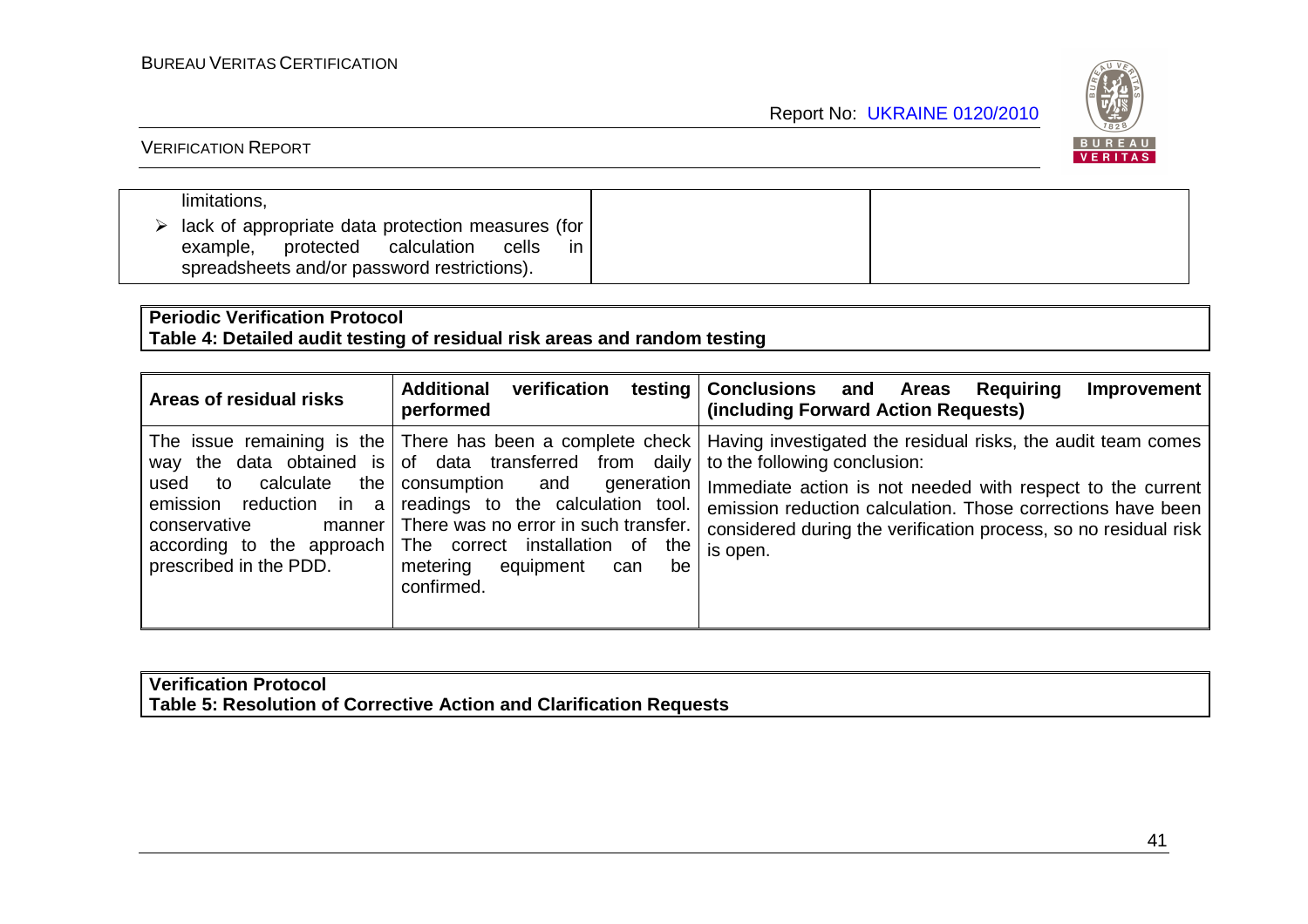| | | |
|---|---|---|
| limitations,<br>➢ lack of appropriate data protection measures (for example, protected calculation cells in spreadsheets and/or password restrictions). | | |

**Periodic Verification Protocol**
**Table 4: Detailed audit testing of residual risk areas and random testing**

| Areas of residual risks | Additional verification testing performed | Conclusions and Areas Requiring Improvement (including Forward Action Requests) |
|---|---|---|
| The issue remaining is the way the data obtained is used to calculate the emission reduction in a conservative manner according to the approach prescribed in the PDD. | There has been a complete check of data transferred from daily consumption and generation readings to the calculation tool. There was no error in such transfer. The correct installation of the metering equipment can be confirmed. | Having investigated the residual risks, the audit team comes to the following conclusion:<br>Immediate action is not needed with respect to the current emission reduction calculation. Those corrections have been considered during the verification process, so no residual risk is open. |

**Verification Protocol**
**Table 5: Resolution of Corrective Action and Clarification Requests**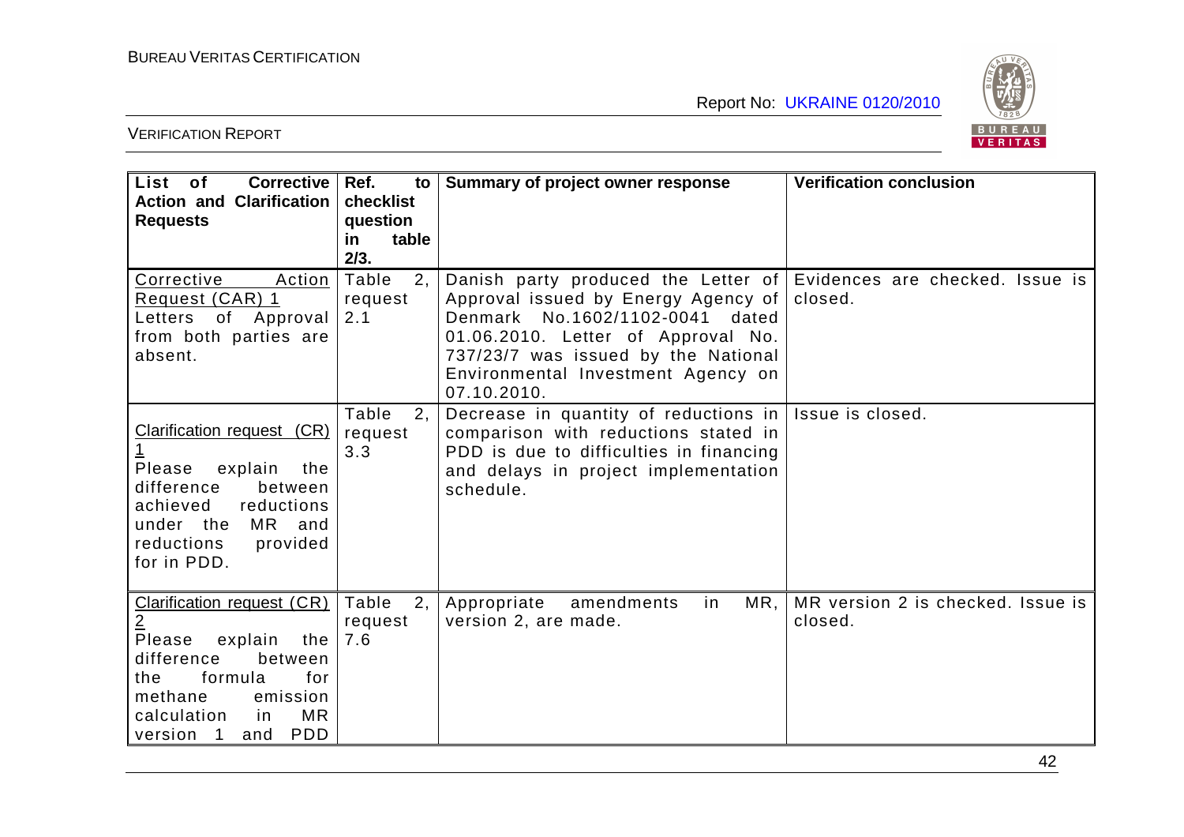| List of Corrective Action and Clarification Requests | Ref. to checklist question in table 2/3. | Summary of project owner response | Verification conclusion |
|---|---|---|---|
| Corrective Action Request (CAR) 1 Letters of Approval from both parties are absent. | Table 2, request 2.1 | Danish party produced the Letter of Approval issued by Energy Agency of Denmark No.1602/1102-0041 dated 01.06.2010. Letter of Approval No. 737/23/7 was issued by the National Environmental Investment Agency on 07.10.2010. | Evidences are checked. Issue is closed. |
| Clarification request (CR) 1 Please explain the difference between achieved reductions under the MR and reductions provided for in PDD. | Table 2, request 3.3 | Decrease in quantity of reductions in comparison with reductions stated in PDD is due to difficulties in financing and delays in project implementation schedule. | Issue is closed. |
| Clarification request (CR) 2 Please explain the difference between the formula for methane emission calculation in MR version 1 and PDD | Table 2, request 7.6 | Appropriate amendments in MR, version 2, are made. | MR version 2 is checked. Issue is closed. |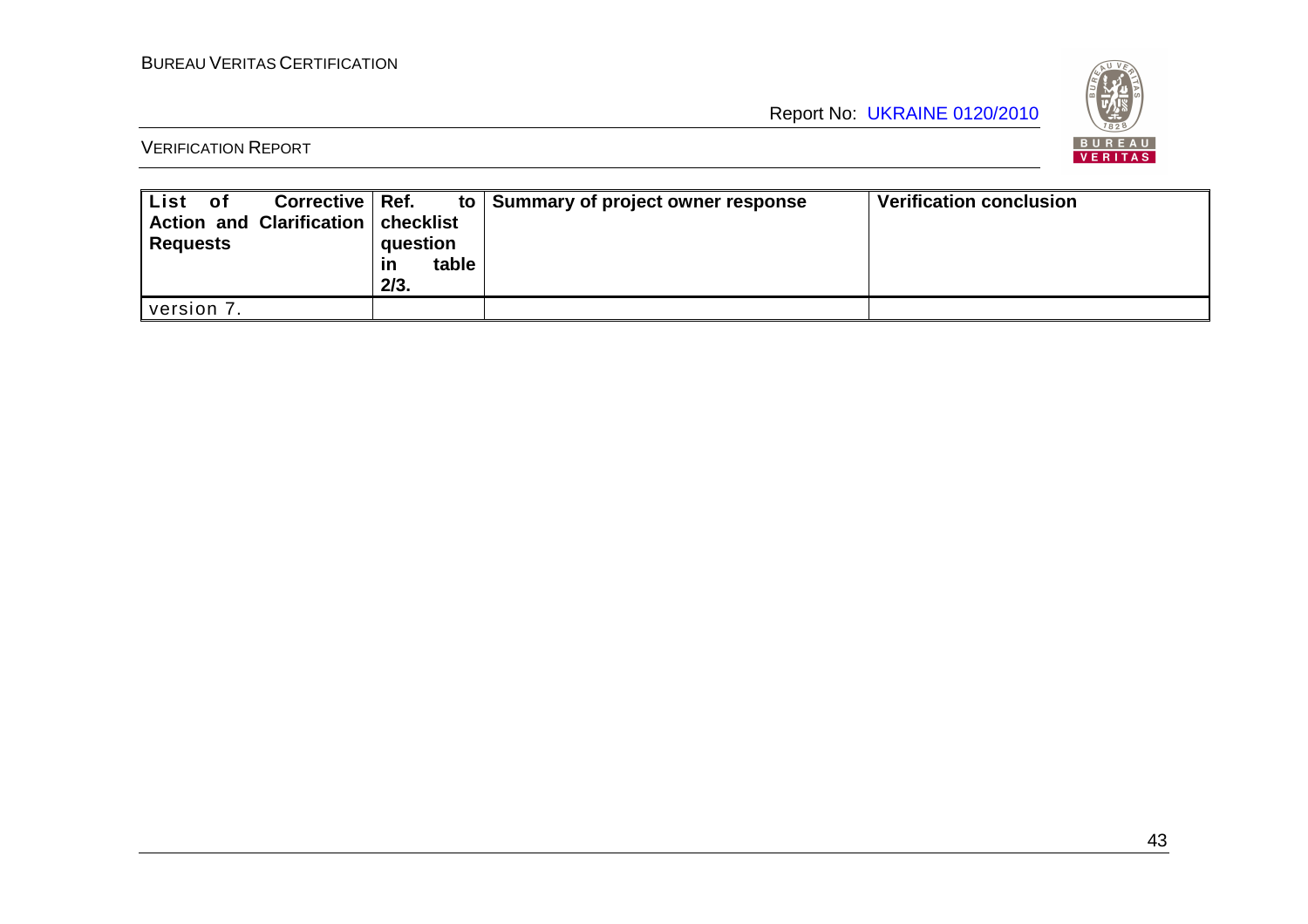| List of Corrective Action and Clarification Requests | Ref. to checklist question in table 2/3. | Summary of project owner response | Verification conclusion |
|---|---|---|---|
| version 7. | | | |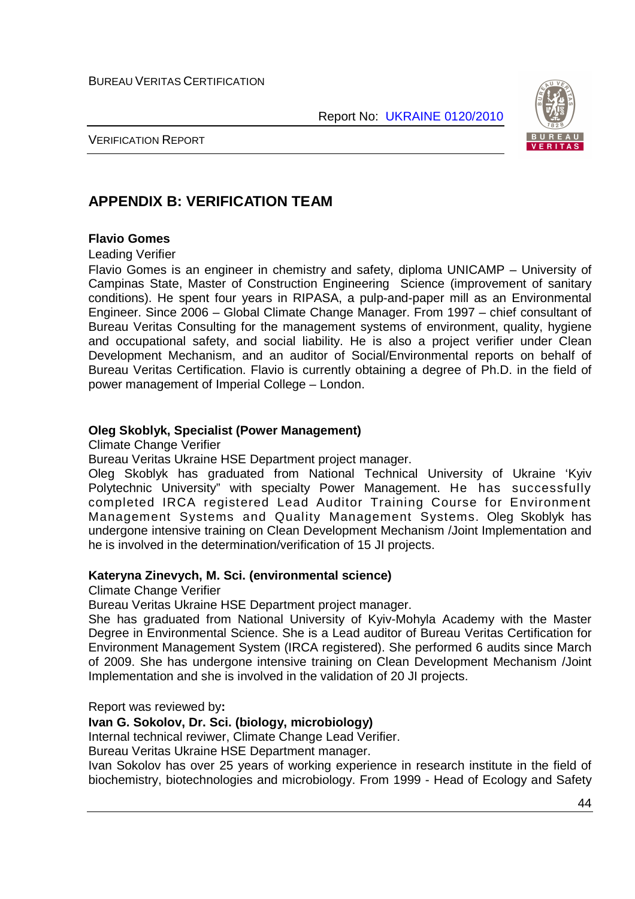## APPENDIX B: VERIFICATION TEAM

**Flavio Gomes**

Leading Verifier

Flavio Gomes is an engineer in chemistry and safety, diploma UNICAMP – University of Campinas State, Master of Construction Engineering Science (improvement of sanitary conditions). He spent four years in RIPASA, a pulp-and-paper mill as an Environmental Engineer. Since 2006 – Global Climate Change Manager. From 1997 – chief consultant of Bureau Veritas Consulting for the management systems of environment, quality, hygiene and occupational safety, and social liability. He is also a project verifier under Clean Development Mechanism, and an auditor of Social/Environmental reports on behalf of Bureau Veritas Certification. Flavio is currently obtaining a degree of Ph.D. in the field of power management of Imperial College – London.

**Oleg Skoblyk, Specialist (Power Management)**

Climate Change Verifier

Bureau Veritas Ukraine HSE Department project manager.

Oleg Skoblyk has graduated from National Technical University of Ukraine 'Kyiv Polytechnic University" with specialty Power Management. He has successfully completed IRCA registered Lead Auditor Training Course for Environment Management Systems and Quality Management Systems. Oleg Skoblyk has undergone intensive training on Clean Development Mechanism /Joint Implementation and he is involved in the determination/verification of 15 JI projects.

**Kateryna Zinevych, M. Sci. (environmental science)**

Climate Change Verifier

Bureau Veritas Ukraine HSE Department project manager.

She has graduated from National University of Kyiv-Mohyla Academy with the Master Degree in Environmental Science. She is a Lead auditor of Bureau Veritas Certification for Environment Management System (IRCA registered). She performed 6 audits since March of 2009. She has undergone intensive training on Clean Development Mechanism /Joint Implementation and she is involved in the validation of 20 JI projects.

Report was reviewed by**:**

**Ivan G. Sokolov, Dr. Sci. (biology, microbiology)**

Internal technical reviwer, Climate Change Lead Verifier.

Bureau Veritas Ukraine HSE Department manager.

Ivan Sokolov has over 25 years of working experience in research institute in the field of biochemistry, biotechnologies and microbiology. From 1999 - Head of Ecology and Safety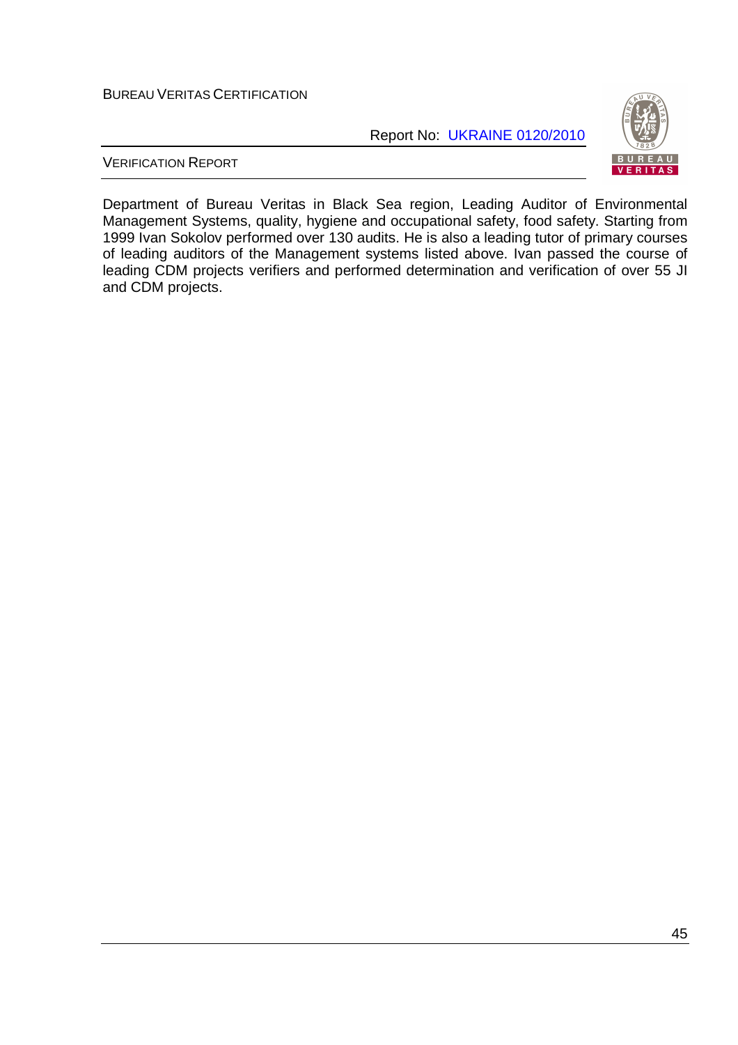Department of Bureau Veritas in Black Sea region, Leading Auditor of Environmental Management Systems, quality, hygiene and occupational safety, food safety. Starting from 1999 Ivan Sokolov performed over 130 audits. He is also a leading tutor of primary courses of leading auditors of the Management systems listed above. Ivan passed the course of leading CDM projects verifiers and performed determination and verification of over 55 JI and CDM projects.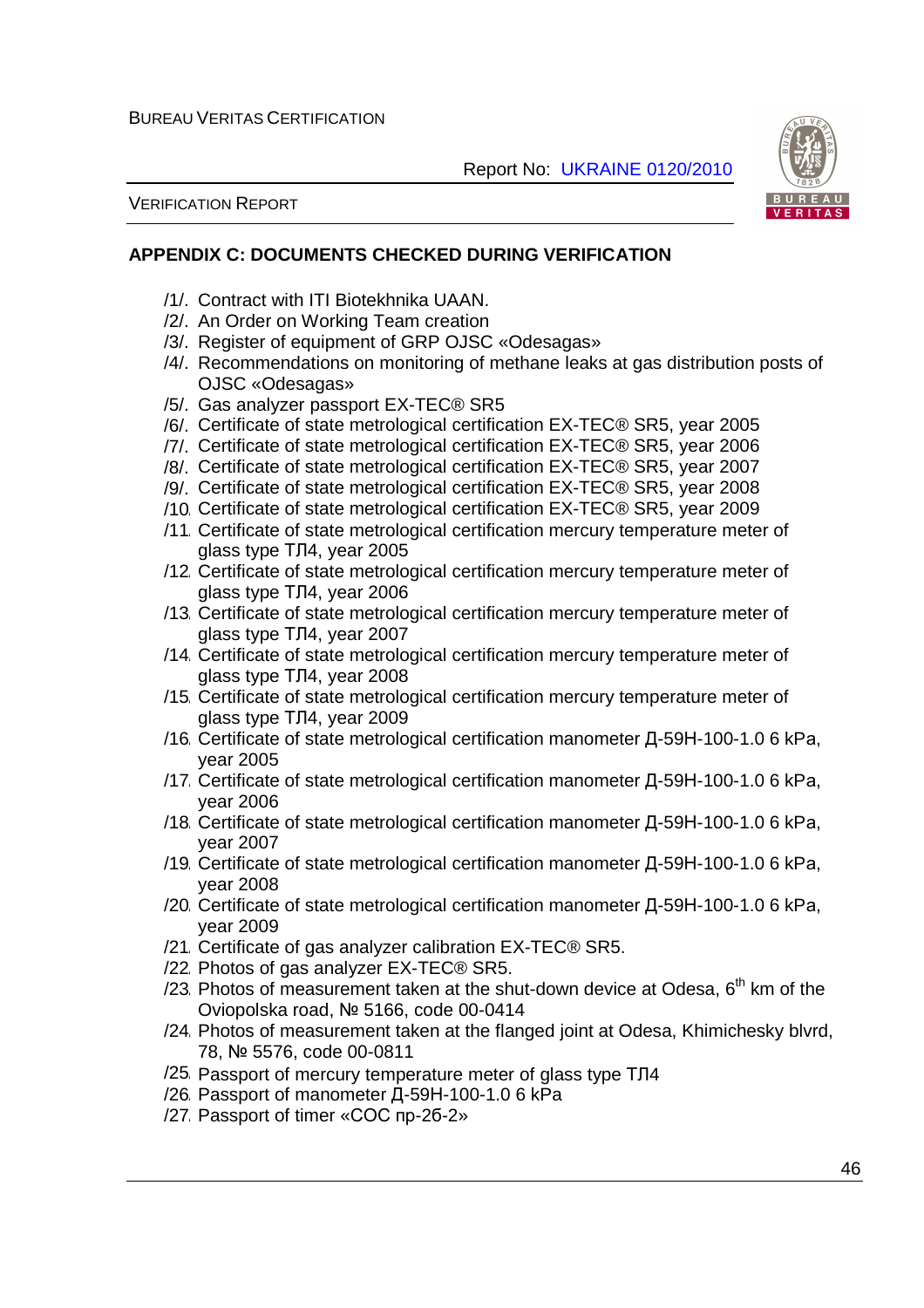## APPENDIX C: DOCUMENTS CHECKED DURING VERIFICATION

/1/. Contract with ITI Biotekhnika UAAN.
/2/. An Order on Working Team creation
/3/. Register of equipment of GRP OJSC «Odesagas»
/4/. Recommendations on monitoring of methane leaks at gas distribution posts of OJSC «Odesagas»
/5/. Gas analyzer passport EX-TEC® SR5
/6/. Certificate of state metrological certification EX-TEC® SR5, year 2005
/7/. Certificate of state metrological certification EX-TEC® SR5, year 2006
/8/. Certificate of state metrological certification EX-TEC® SR5, year 2007
/9/. Certificate of state metrological certification EX-TEC® SR5, year 2008
/10/. Certificate of state metrological certification EX-TEC® SR5, year 2009
/11/. Certificate of state metrological certification mercury temperature meter of glass type ТЛ4, year 2005
/12/. Certificate of state metrological certification mercury temperature meter of glass type ТЛ4, year 2006
/13/. Certificate of state metrological certification mercury temperature meter of glass type ТЛ4, year 2007
/14/. Certificate of state metrological certification mercury temperature meter of glass type ТЛ4, year 2008
/15/. Certificate of state metrological certification mercury temperature meter of glass type ТЛ4, year 2009
/16/. Certificate of state metrological certification manometer Д-59Н-100-1.0 6 kPa, year 2005
/17/. Certificate of state metrological certification manometer Д-59Н-100-1.0 6 kPa, year 2006
/18/. Certificate of state metrological certification manometer Д-59Н-100-1.0 6 kPa, year 2007
/19/. Certificate of state metrological certification manometer Д-59Н-100-1.0 6 kPa, year 2008
/20/. Certificate of state metrological certification manometer Д-59Н-100-1.0 6 kPa, year 2009
/21/. Certificate of gas analyzer calibration EX-TEC® SR5.
/22/. Photos of gas analyzer EX-TEC® SR5.
/23/. Photos of measurement taken at the shut-down device at Odesa, 6th km of the Oviopolska road, № 5166, code 00-0414
/24/. Photos of measurement taken at the flanged joint at Odesa, Khimichesky blvrd, 78, № 5576, code 00-0811
/25/. Passport of mercury temperature meter of glass type ТЛ4
/26/. Passport of manometer Д-59Н-100-1.0 6 kPa
/27/. Passport of timer «СОС пр-2б-2»